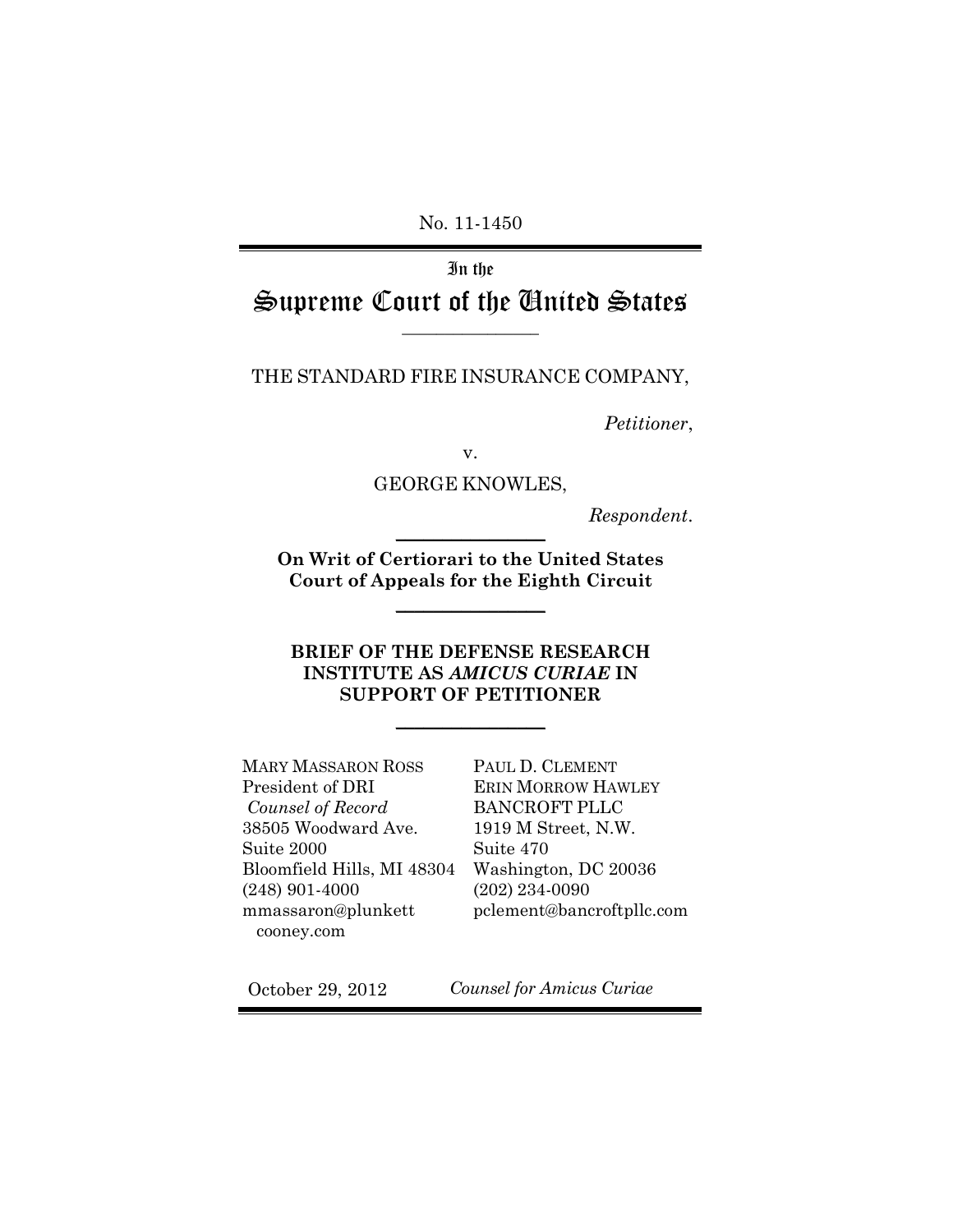No. 11-1450

In the

# Supreme Court of the United States

---

THE STANDARD FIRE INSURANCE COMPANY,

*Petitioner*,

v.

GEORGE KNOWLES,

*Respondent*.

---

**On Writ of Certiorari to the United States Court of Appeals for the Eighth Circuit**

---

**BRIEF OF THE DEFENSE RESEARCH INSTITUTE AS *AMICUS CURIAE* IN SUPPORT OF PETITIONER**

---

MARY MASSARON ROSS
President of DRI
*Counsel of Record*
38505 Woodward Ave.
Suite 2000
Bloomfield Hills, MI 48304
(248) 901-4000
mmassaron@plunkettcooney.com

PAUL D. CLEMENT
ERIN MORROW HAWLEY
BANCROFT PLLC
1919 M Street, N.W.
Suite 470
Washington, DC 20036
(202) 234-0090
pclement@bancroftpllc.com

October 29, 2012

*Counsel for Amicus Curiae*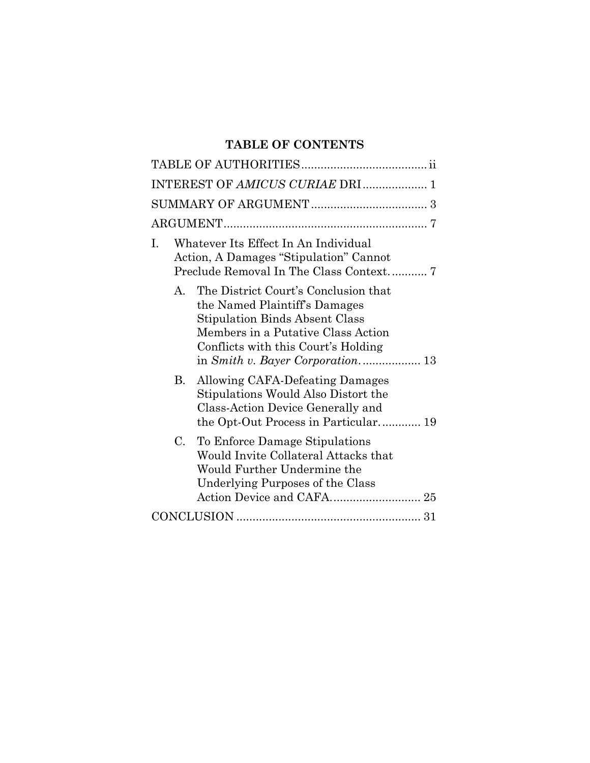## TABLE OF CONTENTS

TABLE OF AUTHORITIES .......................................... ii

INTEREST OF *AMICUS CURIAE* DRI .................... 1

SUMMARY OF ARGUMENT .................................... 3

ARGUMENT ............................................................... 7

I. Whatever Its Effect In An Individual Action, A Damages "Stipulation" Cannot Preclude Removal In The Class Context. ........... 7

   A. The District Court's Conclusion that the Named Plaintiff's Damages Stipulation Binds Absent Class Members in a Putative Class Action Conflicts with this Court's Holding in *Smith v. Bayer Corporation*. .................. 13

   B. Allowing CAFA-Defeating Damages Stipulations Would Also Distort the Class-Action Device Generally and the Opt-Out Process in Particular. ............ 19

   C. To Enforce Damage Stipulations Would Invite Collateral Attacks that Would Further Undermine the Underlying Purposes of the Class Action Device and CAFA. ........................... 25

CONCLUSION ......................................................... 31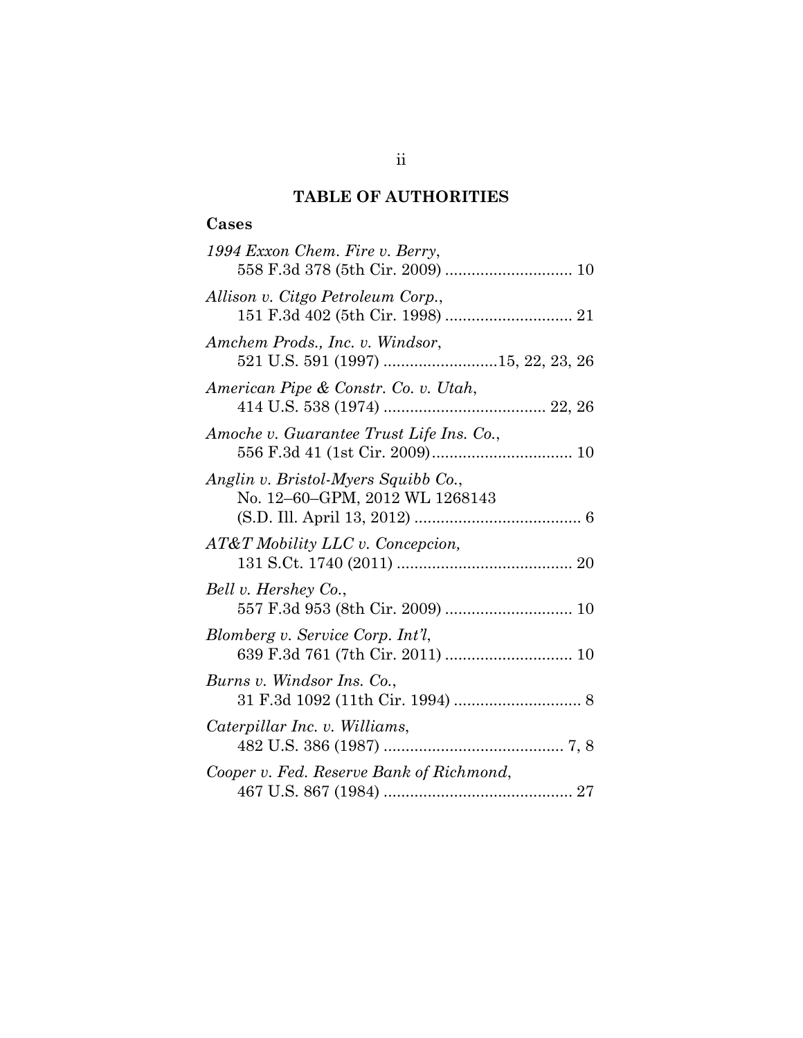## TABLE OF AUTHORITIES

### Cases

*1994 Exxon Chem. Fire v. Berry*,
558 F.3d 378 (5th Cir. 2009) ............................ 10

*Allison v. Citgo Petroleum Corp.*,
151 F.3d 402 (5th Cir. 1998) ............................ 21

*Amchem Prods., Inc. v. Windsor*,
521 U.S. 591 (1997) .........................15, 22, 23, 26

*American Pipe & Constr. Co. v. Utah*,
414 U.S. 538 (1974) .................................... 22, 26

*Amoche v. Guarantee Trust Life Ins. Co.*,
556 F.3d 41 (1st Cir. 2009)................................ 10

*Anglin v. Bristol-Myers Squibb Co.*,
No. 12–60–GPM, 2012 WL 1268143
(S.D. Ill. April 13, 2012) ..................................... 6

*AT&T Mobility LLC v. Concepcion,*
131 S.Ct. 1740 (2011) ........................................ 20

*Bell v. Hershey Co.*,
557 F.3d 953 (8th Cir. 2009) ............................ 10

*Blomberg v. Service Corp. Int'l*,
639 F.3d 761 (7th Cir. 2011) ............................ 10

*Burns v. Windsor Ins. Co.*,
31 F.3d 1092 (11th Cir. 1994) ............................ 8

*Caterpillar Inc. v. Williams*,
482 U.S. 386 (1987) ......................................... 7, 8

*Cooper v. Fed. Reserve Bank of Richmond*,
467 U.S. 867 (1984) ........................................... 27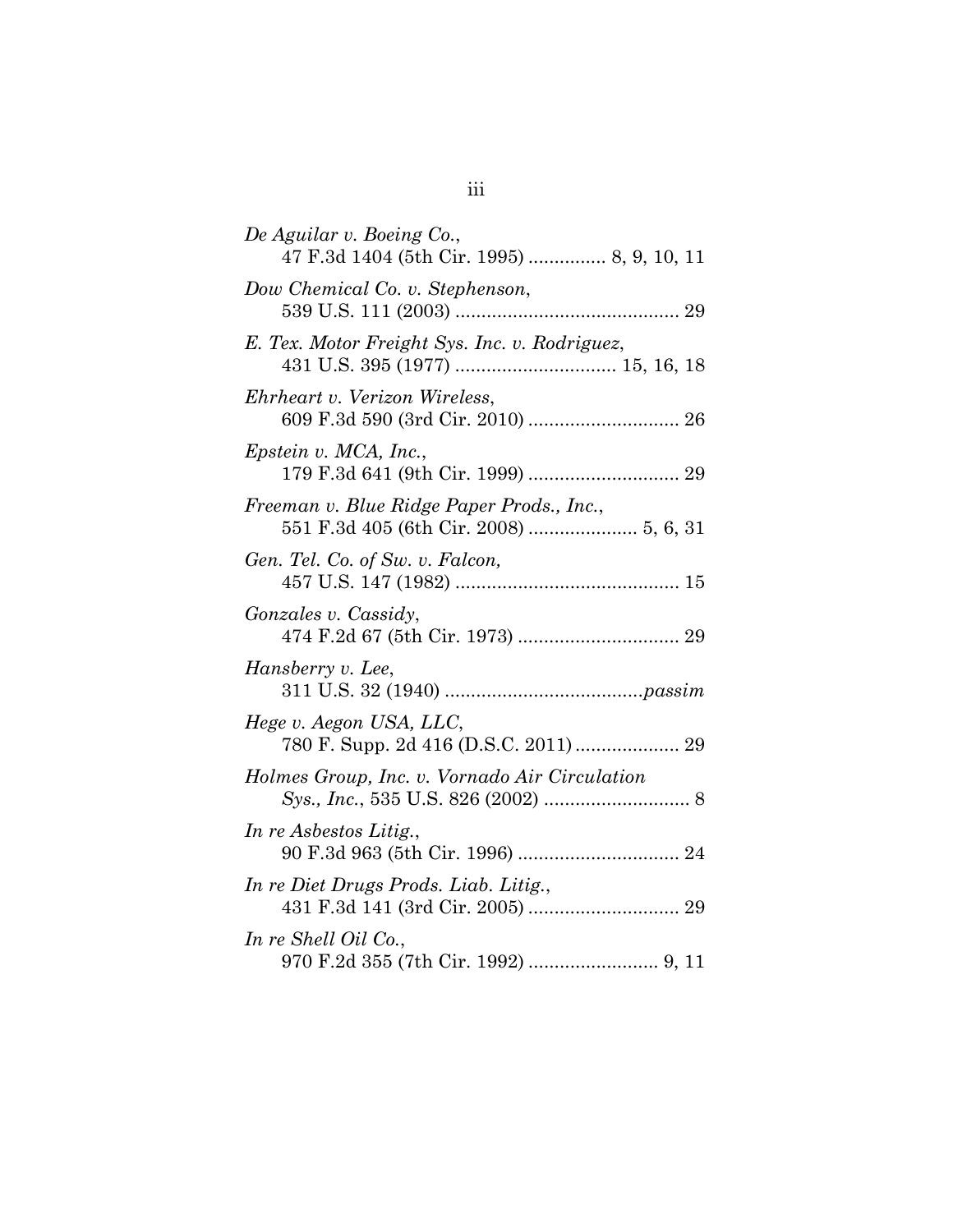*De Aguilar v. Boeing Co.*,
47 F.3d 1404 (5th Cir. 1995) ............... 8, 9, 10, 11

*Dow Chemical Co. v. Stephenson*,
539 U.S. 111 (2003) ........................................... 29

*E. Tex. Motor Freight Sys. Inc. v. Rodriguez*,
431 U.S. 395 (1977) ............................... 15, 16, 18

*Ehrheart v. Verizon Wireless*,
609 F.3d 590 (3rd Cir. 2010) ............................. 26

*Epstein v. MCA, Inc.*,
179 F.3d 641 (9th Cir. 1999) ............................. 29

*Freeman v. Blue Ridge Paper Prods., Inc.*,
551 F.3d 405 (6th Cir. 2008) ..................... 5, 6, 31

*Gen. Tel. Co. of Sw. v. Falcon,*
457 U.S. 147 (1982) ........................................... 15

*Gonzales v. Cassidy*,
474 F.2d 67 (5th Cir. 1973) ............................... 29

*Hansberry v. Lee*,
311 U.S. 32 (1940) ......................................*passim*

*Hege v. Aegon USA, LLC*,
780 F. Supp. 2d 416 (D.S.C. 2011) .................... 29

*Holmes Group, Inc. v. Vornado Air Circulation Sys., Inc.*, 535 U.S. 826 (2002) ............................ 8

*In re Asbestos Litig.*,
90 F.3d 963 (5th Cir. 1996) ............................... 24

*In re Diet Drugs Prods. Liab. Litig.*,
431 F.3d 141 (3rd Cir. 2005) ............................. 29

*In re Shell Oil Co.*,
970 F.2d 355 (7th Cir. 1992) ......................... 9, 11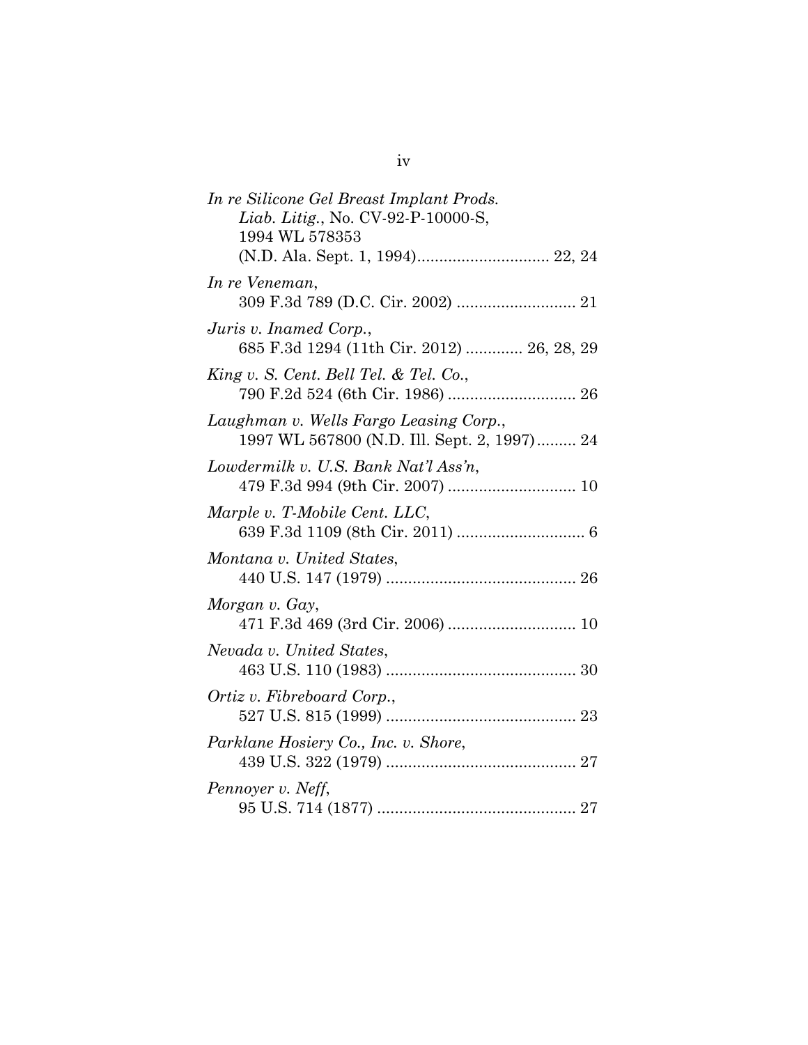*In re Silicone Gel Breast Implant Prods. Liab. Litig.*, No. CV-92-P-10000-S, 1994 WL 578353 (N.D. Ala. Sept. 1, 1994).............................. 22, 24

*In re Veneman*, 309 F.3d 789 (D.C. Cir. 2002) ........................... 21

*Juris v. Inamed Corp.*, 685 F.3d 1294 (11th Cir. 2012) ............. 26, 28, 29

*King v. S. Cent. Bell Tel. & Tel. Co.*, 790 F.2d 524 (6th Cir. 1986) ............................. 26

*Laughman v. Wells Fargo Leasing Corp.*, 1997 WL 567800 (N.D. Ill. Sept. 2, 1997)......... 24

*Lowdermilk v. U.S. Bank Nat'l Ass'n*, 479 F.3d 994 (9th Cir. 2007) ............................. 10

*Marple v. T-Mobile Cent. LLC*, 639 F.3d 1109 (8th Cir. 2011) ............................. 6

*Montana v. United States*, 440 U.S. 147 (1979) ........................................... 26

*Morgan v. Gay*, 471 F.3d 469 (3rd Cir. 2006) ............................. 10

*Nevada v. United States*, 463 U.S. 110 (1983) ........................................... 30

*Ortiz v. Fibreboard Corp.*, 527 U.S. 815 (1999) ........................................... 23

*Parklane Hosiery Co., Inc. v. Shore*, 439 U.S. 322 (1979) ........................................... 27

*Pennoyer v. Neff*, 95 U.S. 714 (1877) ............................................. 27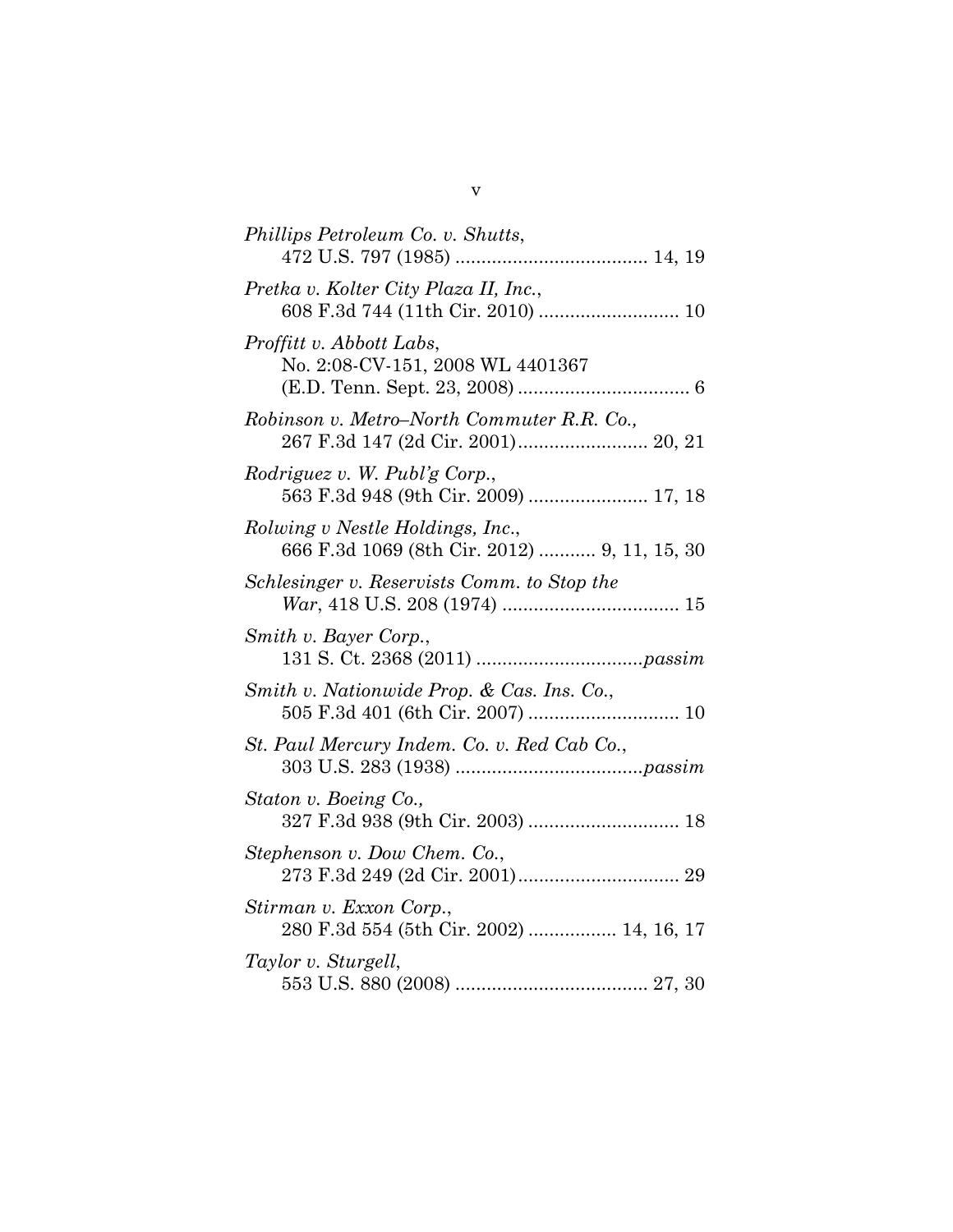*Phillips Petroleum Co. v. Shutts*,
472 U.S. 797 (1985) .................................... 14, 19

*Pretka v. Kolter City Plaza II, Inc.*,
608 F.3d 744 (11th Cir. 2010) .......................... 10

*Proffitt v. Abbott Labs*,
No. 2:08-CV-151, 2008 WL 4401367
(E.D. Tenn. Sept. 23, 2008) ................................ 6

*Robinson v. Metro–North Commuter R.R. Co.,*
267 F.3d 147 (2d Cir. 2001)........................ 20, 21

*Rodriguez v. W. Publ'g Corp.*,
563 F.3d 948 (9th Cir. 2009) ...................... 17, 18

*Rolwing v Nestle Holdings, Inc.*,
666 F.3d 1069 (8th Cir. 2012) .......... 9, 11, 15, 30

*Schlesinger v. Reservists Comm. to Stop the War*, 418 U.S. 208 (1974) .................................. 15

*Smith v. Bayer Corp.*,
131 S. Ct. 2368 (2011) ................................*passim*

*Smith v. Nationwide Prop. & Cas. Ins. Co.*,
505 F.3d 401 (6th Cir. 2007) ............................ 10

*St. Paul Mercury Indem. Co. v. Red Cab Co.*,
303 U.S. 283 (1938) ....................................*passim*

*Staton v. Boeing Co.,*
327 F.3d 938 (9th Cir. 2003) ............................ 18

*Stephenson v. Dow Chem. Co.*,
273 F.3d 249 (2d Cir. 2001)............................... 29

*Stirman v. Exxon Corp.*,
280 F.3d 554 (5th Cir. 2002) ................. 14, 16, 17

*Taylor v. Sturgell*,
553 U.S. 880 (2008) ..................................... 27, 30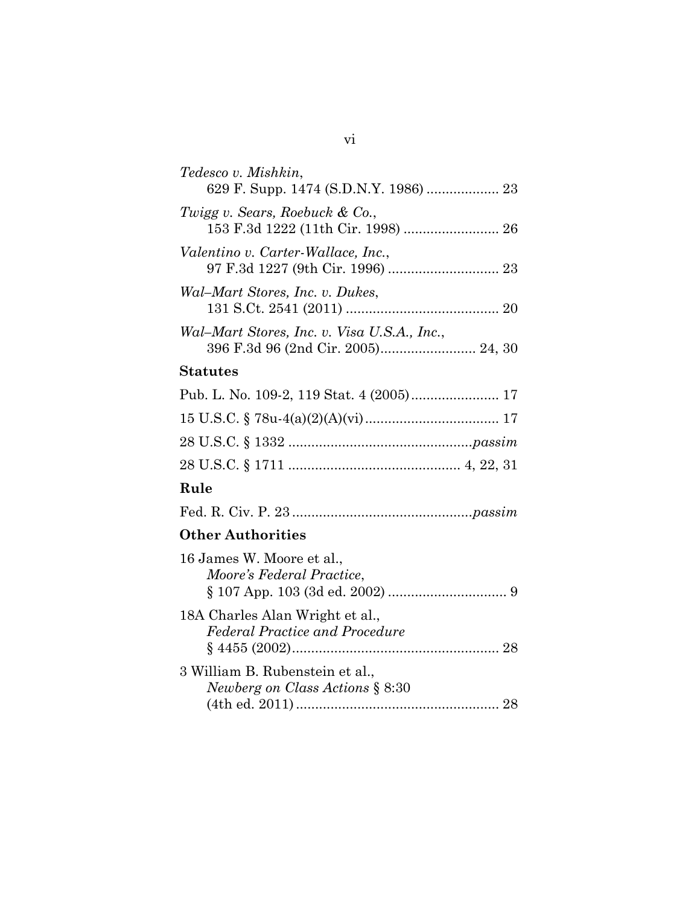*Tedesco v. Mishkin*,
629 F. Supp. 1474 (S.D.N.Y. 1986) ................... 23

*Twigg v. Sears, Roebuck & Co.*,
153 F.3d 1222 (11th Cir. 1998) ......................... 26

*Valentino v. Carter-Wallace, Inc.*,
97 F.3d 1227 (9th Cir. 1996) ............................. 23

*Wal–Mart Stores, Inc. v. Dukes*,
131 S.Ct. 2541 (2011) ........................................ 20

*Wal–Mart Stores, Inc. v. Visa U.S.A., Inc.*,
396 F.3d 96 (2nd Cir. 2005)......................... 24, 30

## Statutes

Pub. L. No. 109-2, 119 Stat. 4 (2005)....................... 17

15 U.S.C. § 78u-4(a)(2)(A)(vi)................................... 17

28 U.S.C. § 1332 ................................................*passim*

28 U.S.C. § 1711 ............................................ 4, 22, 31

## Rule

Fed. R. Civ. P. 23...............................................*passim*

## Other Authorities

16 James W. Moore et al.,
*Moore's Federal Practice*,
§ 107 App. 103 (3d ed. 2002) ............................... 9

18A Charles Alan Wright et al.,
*Federal Practice and Procedure*
§ 4455 (2002)...................................................... 28

3 William B. Rubenstein et al.,
*Newberg on Class Actions* § 8:30
(4th ed. 2011)..................................................... 28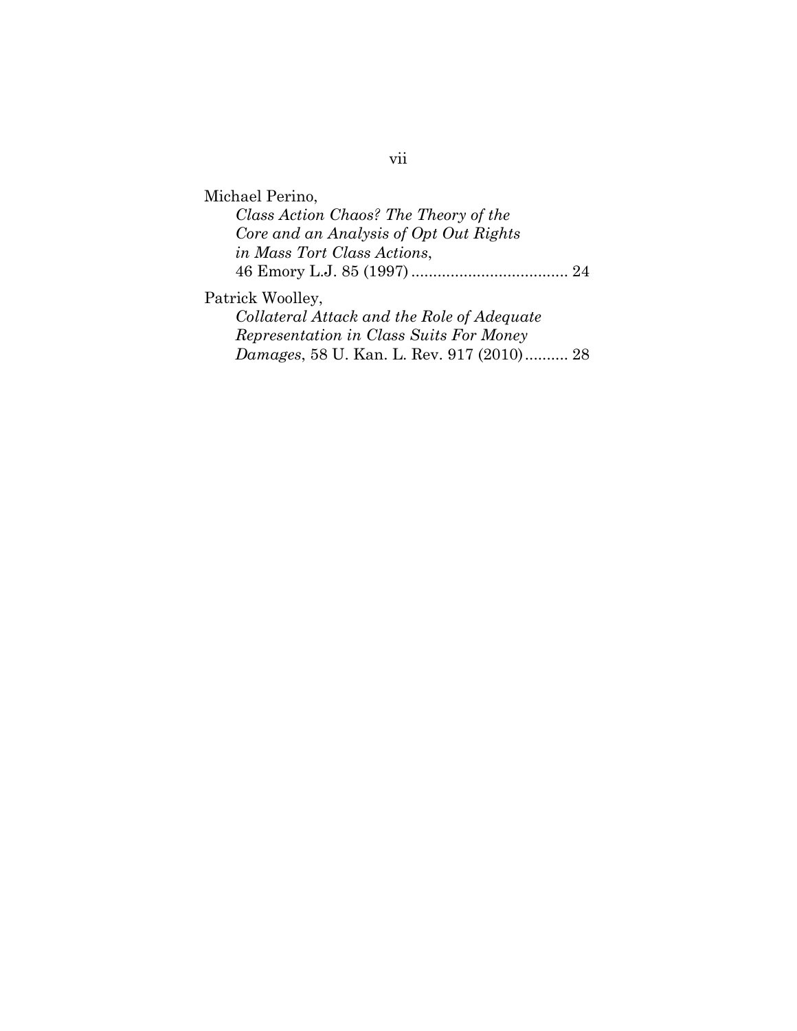Michael Perino,
*Class Action Chaos? The Theory of the Core and an Analysis of Opt Out Rights in Mass Tort Class Actions*,
46 Emory L.J. 85 (1997) .................................... 24

Patrick Woolley,
*Collateral Attack and the Role of Adequate Representation in Class Suits For Money Damages*, 58 U. Kan. L. Rev. 917 (2010) .......... 28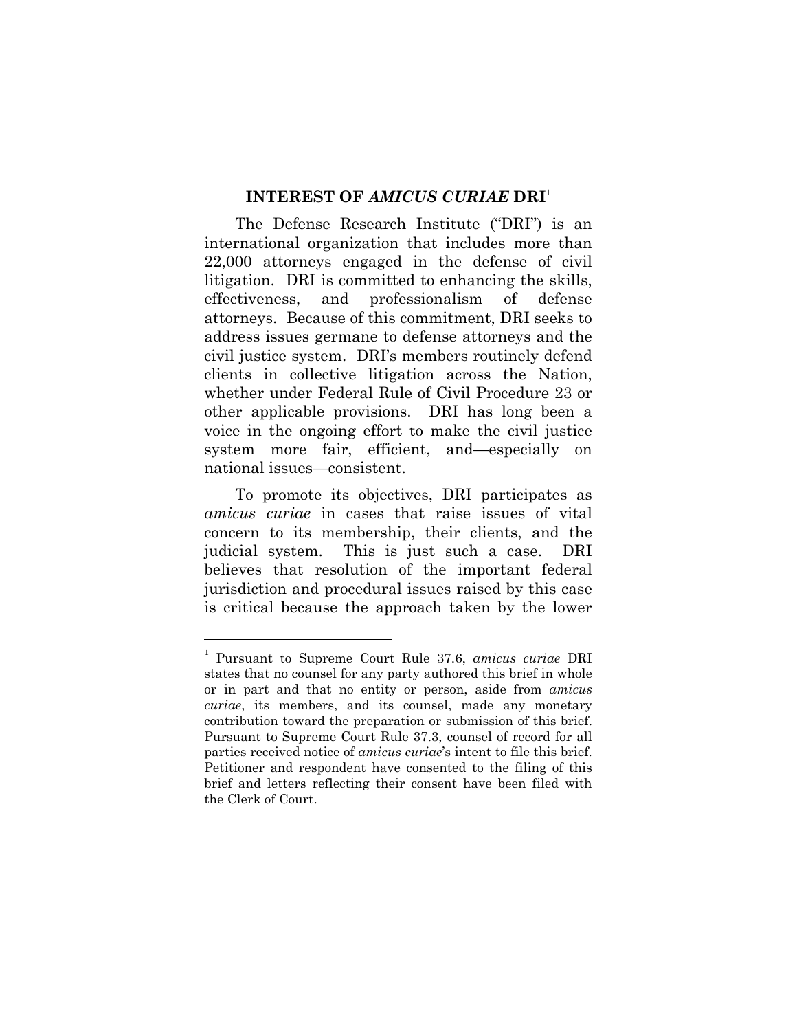## INTEREST OF *AMICUS CURIAE* DRI[1]

The Defense Research Institute ("DRI") is an international organization that includes more than 22,000 attorneys engaged in the defense of civil litigation. DRI is committed to enhancing the skills, effectiveness, and professionalism of defense attorneys. Because of this commitment, DRI seeks to address issues germane to defense attorneys and the civil justice system. DRI's members routinely defend clients in collective litigation across the Nation, whether under Federal Rule of Civil Procedure 23 or other applicable provisions. DRI has long been a voice in the ongoing effort to make the civil justice system more fair, efficient, and—especially on national issues—consistent.

To promote its objectives, DRI participates as *amicus curiae* in cases that raise issues of vital concern to its membership, their clients, and the judicial system. This is just such a case. DRI believes that resolution of the important federal jurisdiction and procedural issues raised by this case is critical because the approach taken by the lower

---

[1] Pursuant to Supreme Court Rule 37.6, *amicus curiae* DRI states that no counsel for any party authored this brief in whole or in part and that no entity or person, aside from *amicus curiae*, its members, and its counsel, made any monetary contribution toward the preparation or submission of this brief. Pursuant to Supreme Court Rule 37.3, counsel of record for all parties received notice of *amicus curiae*'s intent to file this brief. Petitioner and respondent have consented to the filing of this brief and letters reflecting their consent have been filed with the Clerk of Court.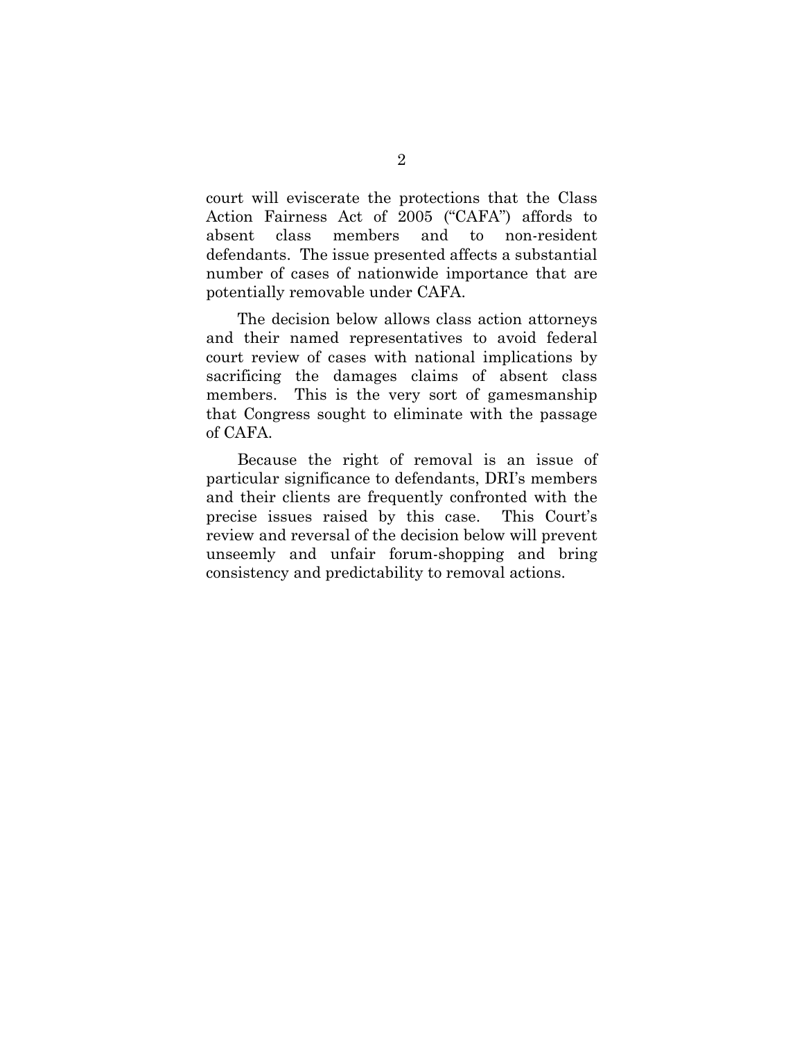court will eviscerate the protections that the Class Action Fairness Act of 2005 ("CAFA") affords to absent class members and to non-resident defendants. The issue presented affects a substantial number of cases of nationwide importance that are potentially removable under CAFA.

The decision below allows class action attorneys and their named representatives to avoid federal court review of cases with national implications by sacrificing the damages claims of absent class members. This is the very sort of gamesmanship that Congress sought to eliminate with the passage of CAFA.

Because the right of removal is an issue of particular significance to defendants, DRI's members and their clients are frequently confronted with the precise issues raised by this case. This Court's review and reversal of the decision below will prevent unseemly and unfair forum-shopping and bring consistency and predictability to removal actions.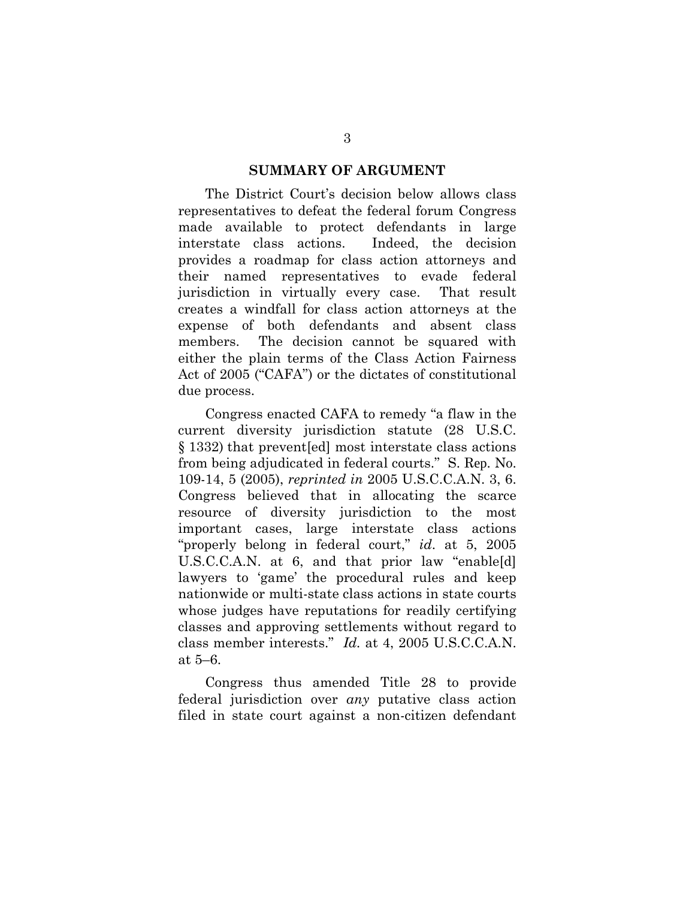## SUMMARY OF ARGUMENT

The District Court's decision below allows class representatives to defeat the federal forum Congress made available to protect defendants in large interstate class actions. Indeed, the decision provides a roadmap for class action attorneys and their named representatives to evade federal jurisdiction in virtually every case. That result creates a windfall for class action attorneys at the expense of both defendants and absent class members. The decision cannot be squared with either the plain terms of the Class Action Fairness Act of 2005 ("CAFA") or the dictates of constitutional due process.

Congress enacted CAFA to remedy "a flaw in the current diversity jurisdiction statute (28 U.S.C. § 1332) that prevent[ed] most interstate class actions from being adjudicated in federal courts." S. Rep. No. 109-14, 5 (2005), *reprinted in* 2005 U.S.C.C.A.N. 3, 6. Congress believed that in allocating the scarce resource of diversity jurisdiction to the most important cases, large interstate class actions "properly belong in federal court," *id*. at 5, 2005 U.S.C.C.A.N. at 6, and that prior law "enable[d] lawyers to 'game' the procedural rules and keep nationwide or multi-state class actions in state courts whose judges have reputations for readily certifying classes and approving settlements without regard to class member interests." *Id.* at 4, 2005 U.S.C.C.A.N. at 5–6.

Congress thus amended Title 28 to provide federal jurisdiction over *any* putative class action filed in state court against a non-citizen defendant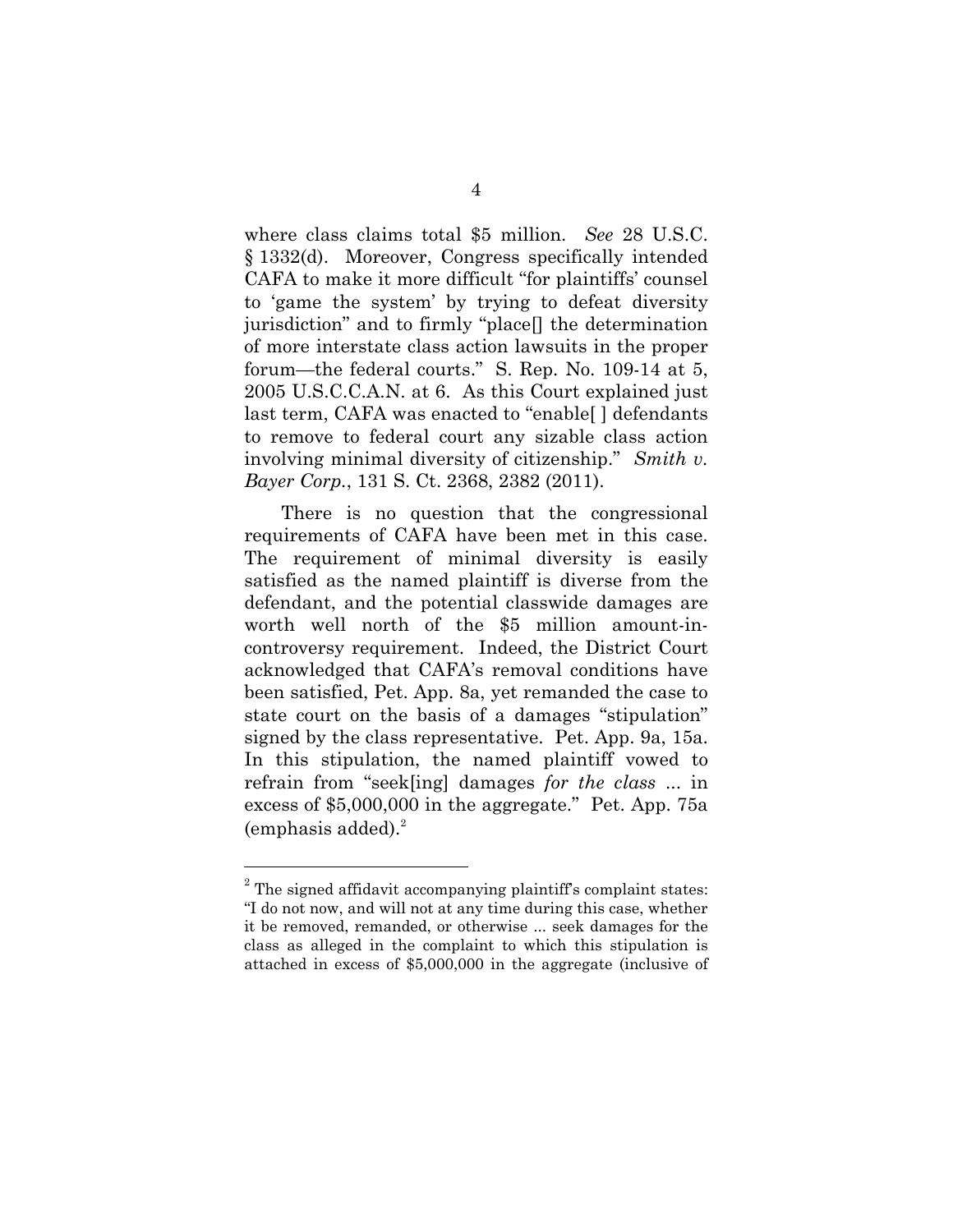where class claims total $5 million. *See* 28 U.S.C. § 1332(d). Moreover, Congress specifically intended CAFA to make it more difficult "for plaintiffs' counsel to 'game the system' by trying to defeat diversity jurisdiction" and to firmly "place[] the determination of more interstate class action lawsuits in the proper forum—the federal courts." S. Rep. No. 109-14 at 5, 2005 U.S.C.C.A.N. at 6. As this Court explained just last term, CAFA was enacted to "enable[ ] defendants to remove to federal court any sizable class action involving minimal diversity of citizenship." *Smith v. Bayer Corp.*, 131 S. Ct. 2368, 2382 (2011).

There is no question that the congressional requirements of CAFA have been met in this case. The requirement of minimal diversity is easily satisfied as the named plaintiff is diverse from the defendant, and the potential classwide damages are worth well north of the $5 million amount-in-controversy requirement. Indeed, the District Court acknowledged that CAFA's removal conditions have been satisfied, Pet. App. 8a, yet remanded the case to state court on the basis of a damages "stipulation" signed by the class representative. Pet. App. 9a, 15a. In this stipulation, the named plaintiff vowed to refrain from "seek[ing] damages *for the class* ... in excess of $5,000,000 in the aggregate." Pet. App. 75a (emphasis added).[2]

---

[2] The signed affidavit accompanying plaintiff's complaint states: "I do not now, and will not at any time during this case, whether it be removed, remanded, or otherwise ... seek damages for the class as alleged in the complaint to which this stipulation is attached in excess of $5,000,000 in the aggregate (inclusive of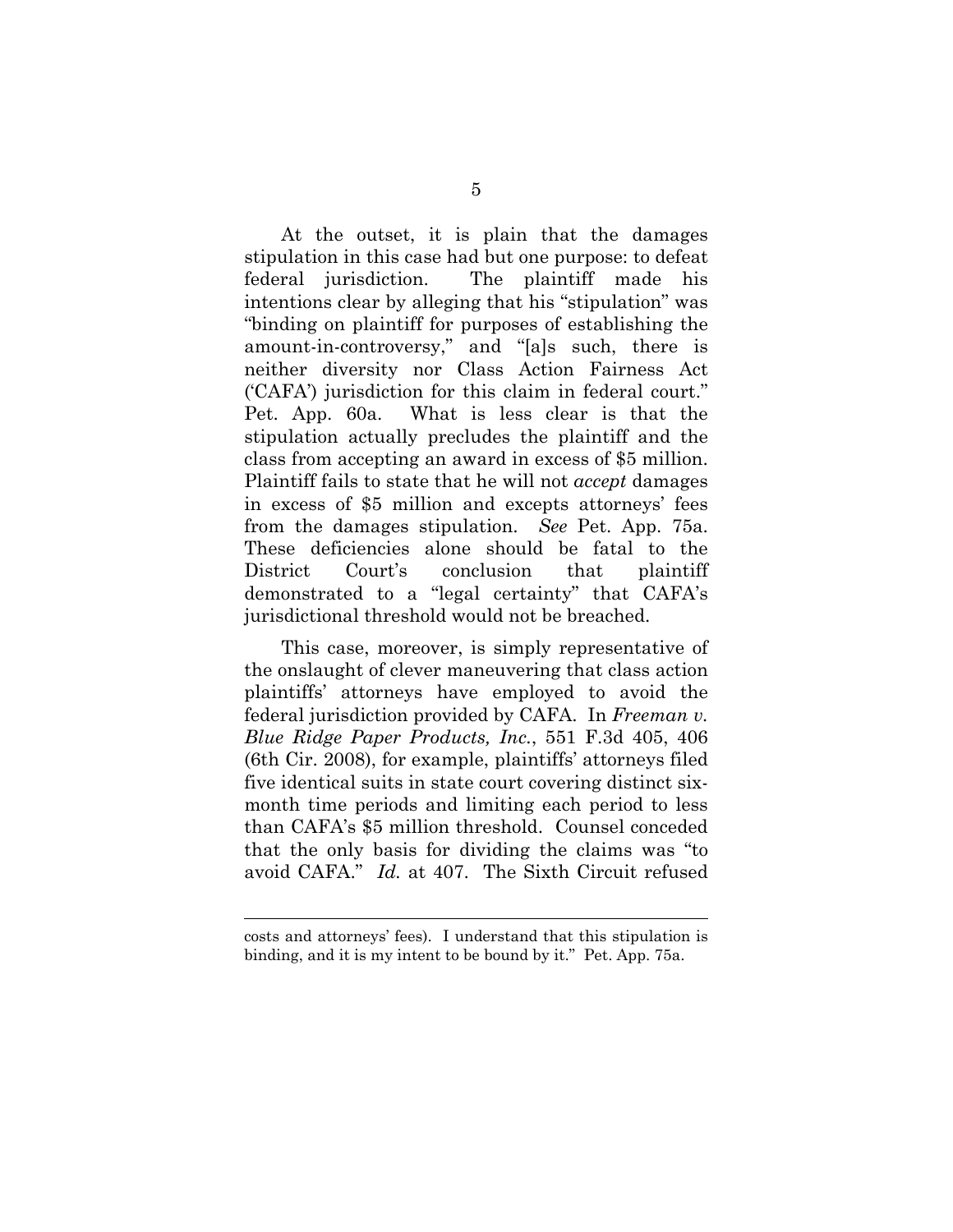At the outset, it is plain that the damages stipulation in this case had but one purpose: to defeat federal jurisdiction. The plaintiff made his intentions clear by alleging that his "stipulation" was "binding on plaintiff for purposes of establishing the amount-in-controversy," and "[a]s such, there is neither diversity nor Class Action Fairness Act ('CAFA') jurisdiction for this claim in federal court." Pet. App. 60a. What is less clear is that the stipulation actually precludes the plaintiff and the class from accepting an award in excess of $5 million. Plaintiff fails to state that he will not *accept* damages in excess of $5 million and excepts attorneys' fees from the damages stipulation. *See* Pet. App. 75a. These deficiencies alone should be fatal to the District Court's conclusion that plaintiff demonstrated to a "legal certainty" that CAFA's jurisdictional threshold would not be breached.

This case, moreover, is simply representative of the onslaught of clever maneuvering that class action plaintiffs' attorneys have employed to avoid the federal jurisdiction provided by CAFA. In *Freeman v. Blue Ridge Paper Products, Inc.*, 551 F.3d 405, 406 (6th Cir. 2008), for example, plaintiffs' attorneys filed five identical suits in state court covering distinct six-month time periods and limiting each period to less than CAFA's $5 million threshold. Counsel conceded that the only basis for dividing the claims was "to avoid CAFA." *Id.* at 407. The Sixth Circuit refused

---

costs and attorneys' fees). I understand that this stipulation is binding, and it is my intent to be bound by it." Pet. App. 75a.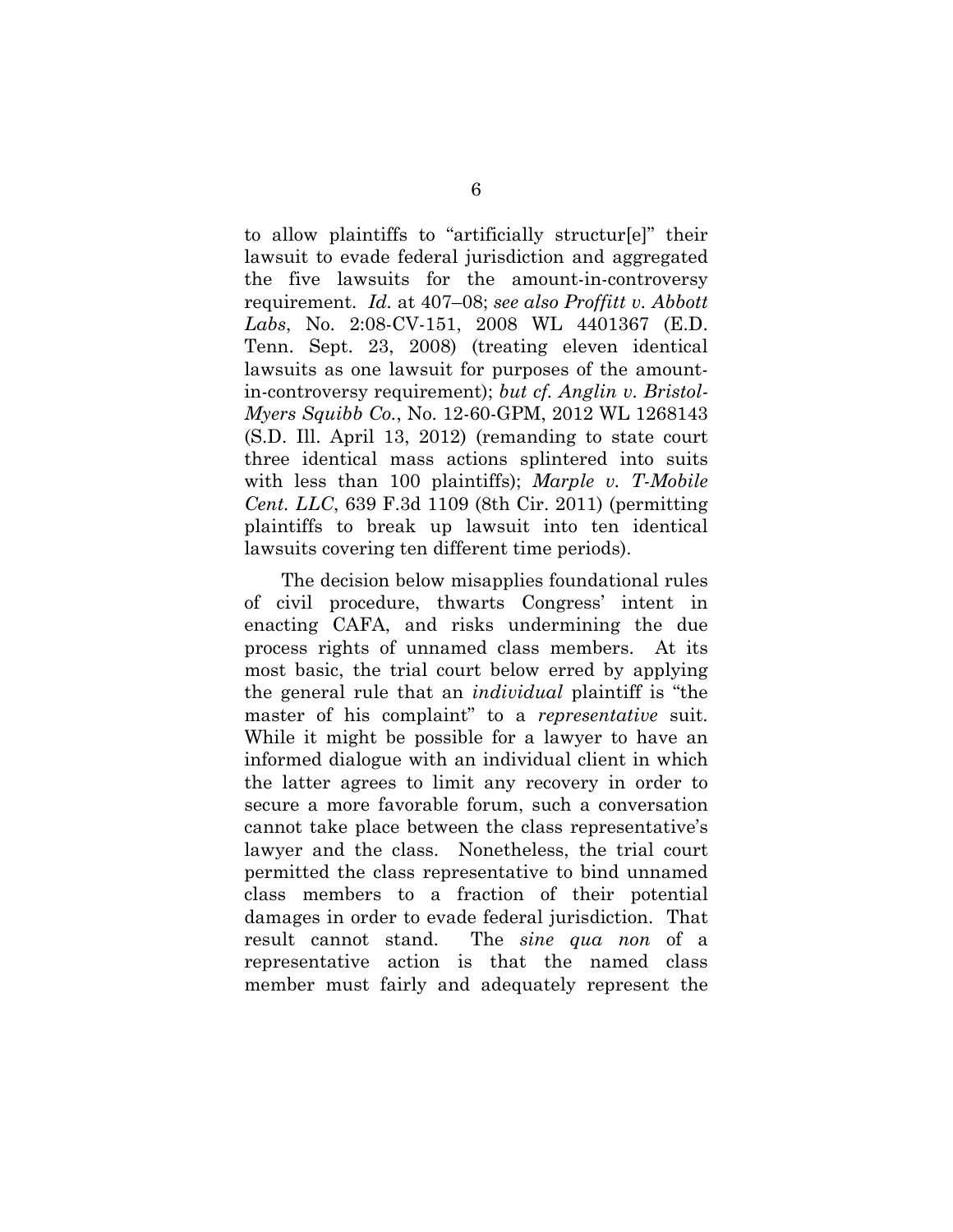to allow plaintiffs to "artificially structur[e]" their lawsuit to evade federal jurisdiction and aggregated the five lawsuits for the amount-in-controversy requirement. *Id.* at 407–08; *see also Proffitt v. Abbott Labs*, No. 2:08-CV-151, 2008 WL 4401367 (E.D. Tenn. Sept. 23, 2008) (treating eleven identical lawsuits as one lawsuit for purposes of the amount-in-controversy requirement); *but cf. Anglin v. Bristol-Myers Squibb Co.*, No. 12-60-GPM, 2012 WL 1268143 (S.D. Ill. April 13, 2012) (remanding to state court three identical mass actions splintered into suits with less than 100 plaintiffs); *Marple v. T-Mobile Cent. LLC*, 639 F.3d 1109 (8th Cir. 2011) (permitting plaintiffs to break up lawsuit into ten identical lawsuits covering ten different time periods).

The decision below misapplies foundational rules of civil procedure, thwarts Congress' intent in enacting CAFA, and risks undermining the due process rights of unnamed class members. At its most basic, the trial court below erred by applying the general rule that an *individual* plaintiff is "the master of his complaint" to a *representative* suit. While it might be possible for a lawyer to have an informed dialogue with an individual client in which the latter agrees to limit any recovery in order to secure a more favorable forum, such a conversation cannot take place between the class representative's lawyer and the class. Nonetheless, the trial court permitted the class representative to bind unnamed class members to a fraction of their potential damages in order to evade federal jurisdiction. That result cannot stand. The *sine qua non* of a representative action is that the named class member must fairly and adequately represent the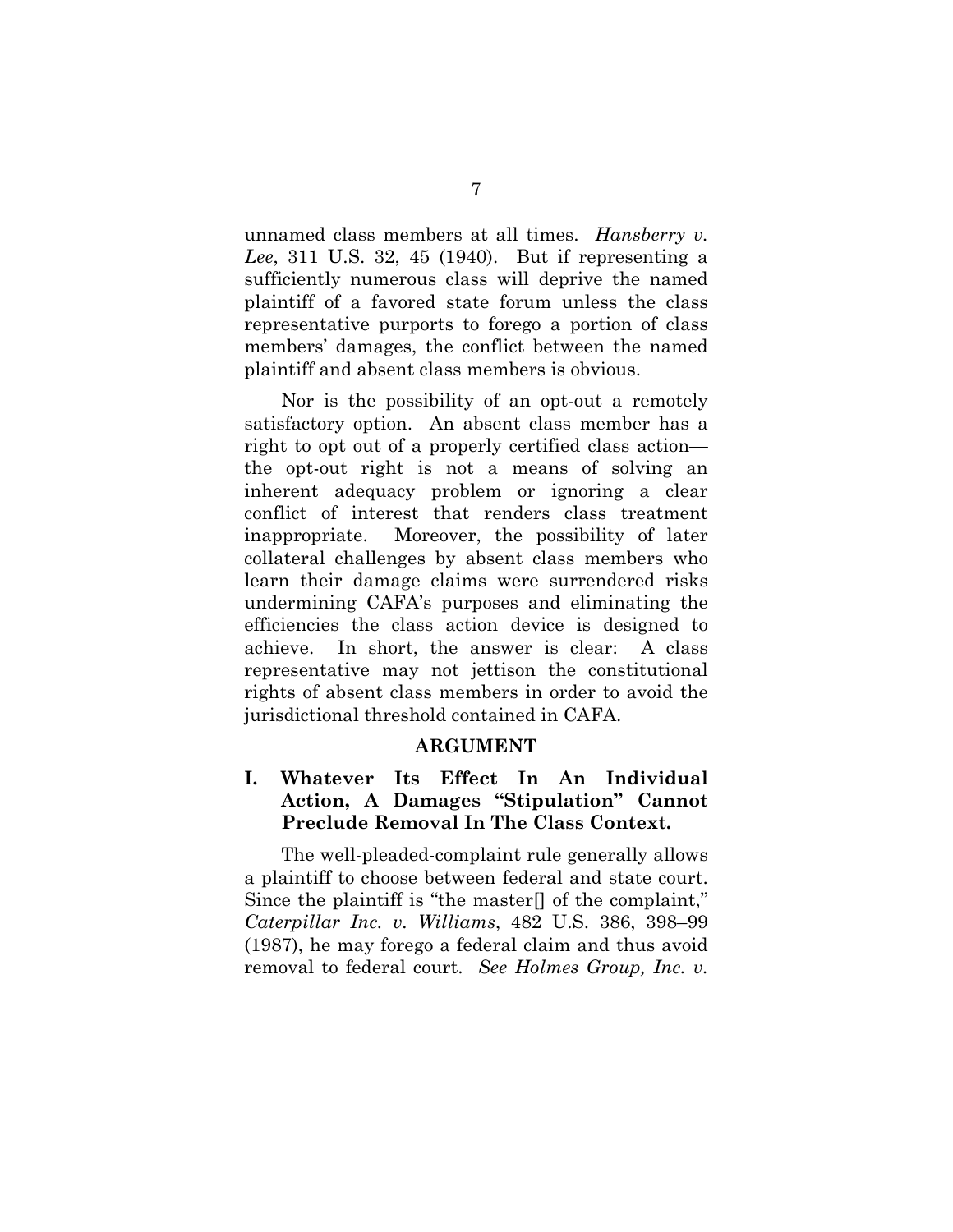unnamed class members at all times. *Hansberry v. Lee*, 311 U.S. 32, 45 (1940). But if representing a sufficiently numerous class will deprive the named plaintiff of a favored state forum unless the class representative purports to forego a portion of class members' damages, the conflict between the named plaintiff and absent class members is obvious.

Nor is the possibility of an opt-out a remotely satisfactory option. An absent class member has a right to opt out of a properly certified class action—the opt-out right is not a means of solving an inherent adequacy problem or ignoring a clear conflict of interest that renders class treatment inappropriate. Moreover, the possibility of later collateral challenges by absent class members who learn their damage claims were surrendered risks undermining CAFA's purposes and eliminating the efficiencies the class action device is designed to achieve. In short, the answer is clear: A class representative may not jettison the constitutional rights of absent class members in order to avoid the jurisdictional threshold contained in CAFA.

## ARGUMENT

### I. Whatever Its Effect In An Individual Action, A Damages "Stipulation" Cannot Preclude Removal In The Class Context.

The well-pleaded-complaint rule generally allows a plaintiff to choose between federal and state court. Since the plaintiff is "the master[] of the complaint," *Caterpillar Inc. v. Williams*, 482 U.S. 386, 398–99 (1987), he may forego a federal claim and thus avoid removal to federal court. *See Holmes Group, Inc. v.*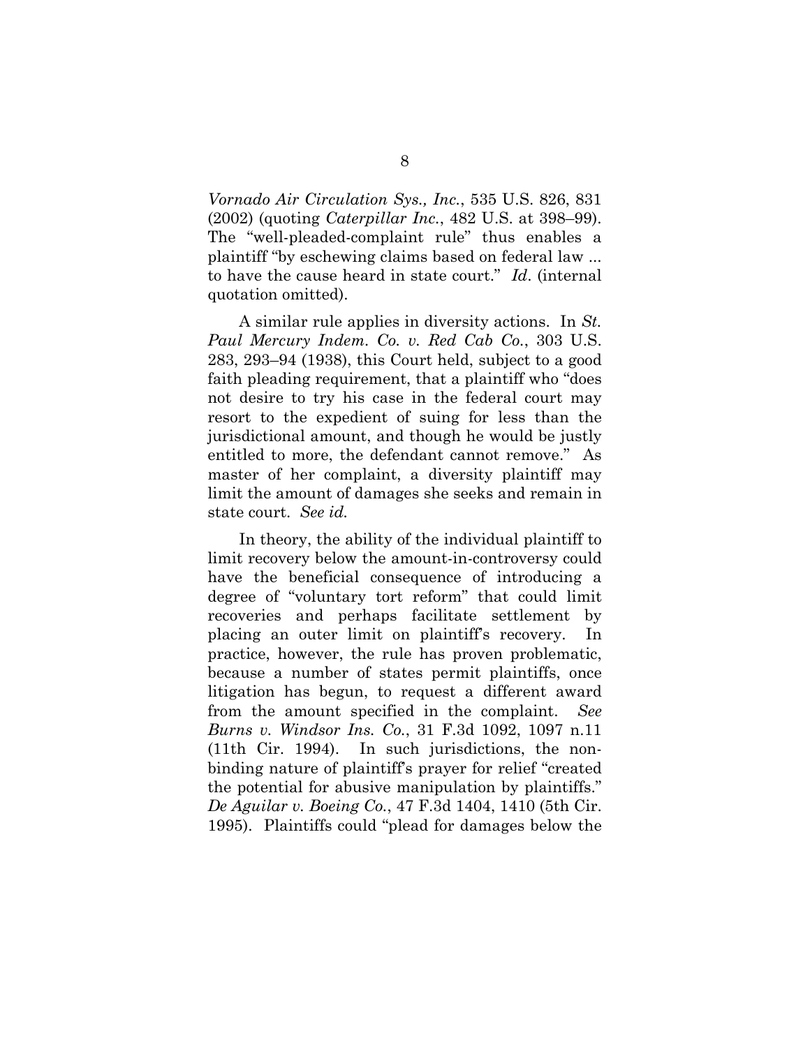*Vornado Air Circulation Sys., Inc.*, 535 U.S. 826, 831 (2002) (quoting *Caterpillar Inc.*, 482 U.S. at 398–99). The "well-pleaded-complaint rule" thus enables a plaintiff "by eschewing claims based on federal law ... to have the cause heard in state court." *Id*. (internal quotation omitted).

A similar rule applies in diversity actions. In *St. Paul Mercury Indem. Co. v. Red Cab Co.*, 303 U.S. 283, 293–94 (1938), this Court held, subject to a good faith pleading requirement, that a plaintiff who "does not desire to try his case in the federal court may resort to the expedient of suing for less than the jurisdictional amount, and though he would be justly entitled to more, the defendant cannot remove." As master of her complaint, a diversity plaintiff may limit the amount of damages she seeks and remain in state court. *See id.*

In theory, the ability of the individual plaintiff to limit recovery below the amount-in-controversy could have the beneficial consequence of introducing a degree of "voluntary tort reform" that could limit recoveries and perhaps facilitate settlement by placing an outer limit on plaintiff's recovery. In practice, however, the rule has proven problematic, because a number of states permit plaintiffs, once litigation has begun, to request a different award from the amount specified in the complaint. *See Burns v. Windsor Ins. Co.*, 31 F.3d 1092, 1097 n.11 (11th Cir. 1994). In such jurisdictions, the non-binding nature of plaintiff's prayer for relief "created the potential for abusive manipulation by plaintiffs." *De Aguilar v. Boeing Co.*, 47 F.3d 1404, 1410 (5th Cir. 1995). Plaintiffs could "plead for damages below the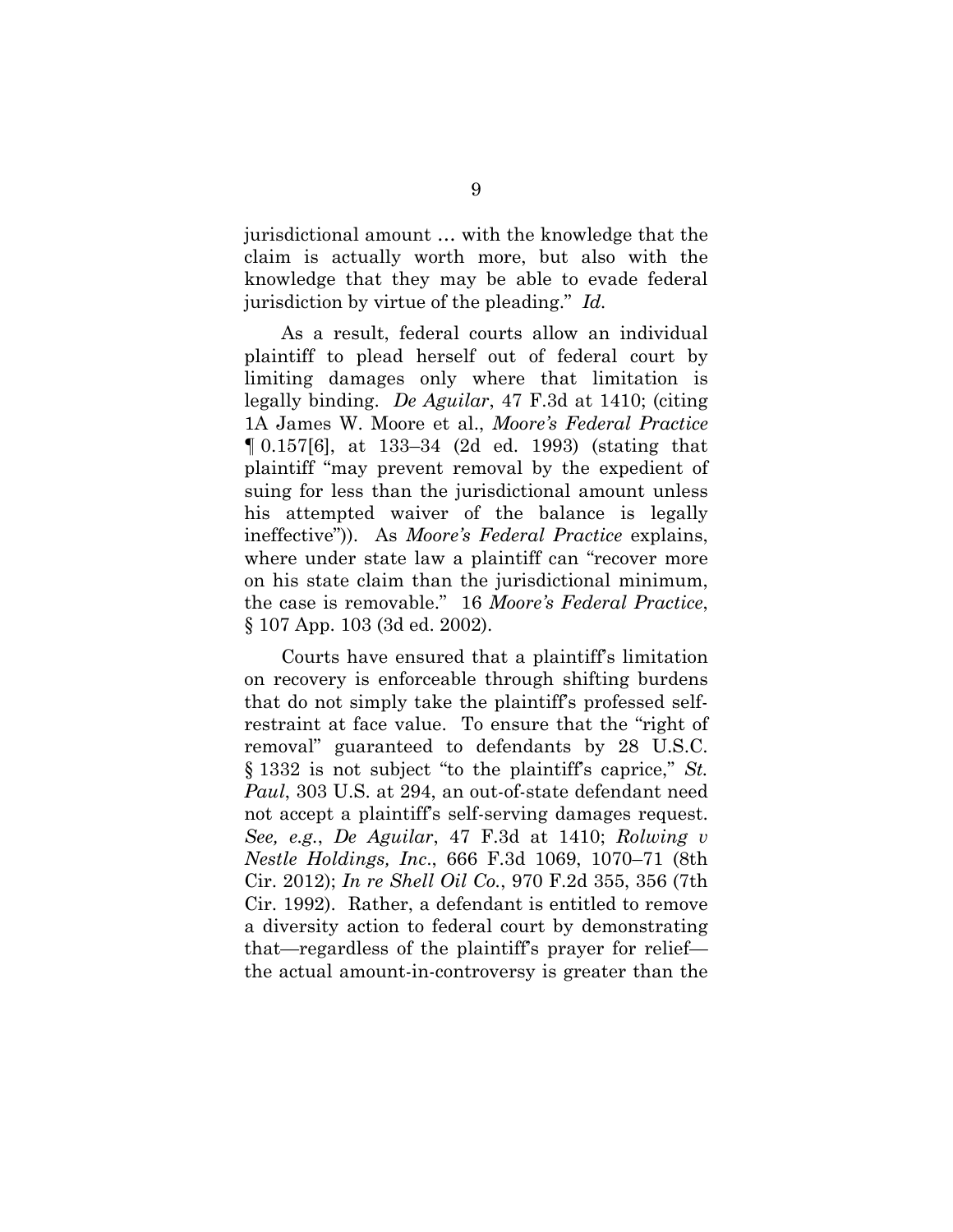jurisdictional amount … with the knowledge that the claim is actually worth more, but also with the knowledge that they may be able to evade federal jurisdiction by virtue of the pleading." *Id.*

As a result, federal courts allow an individual plaintiff to plead herself out of federal court by limiting damages only where that limitation is legally binding. *De Aguilar*, 47 F.3d at 1410; (citing 1A James W. Moore et al., *Moore's Federal Practice* ¶ 0.157[6], at 133–34 (2d ed. 1993) (stating that plaintiff "may prevent removal by the expedient of suing for less than the jurisdictional amount unless his attempted waiver of the balance is legally ineffective")). As *Moore's Federal Practice* explains, where under state law a plaintiff can "recover more on his state claim than the jurisdictional minimum, the case is removable." 16 *Moore's Federal Practice*, § 107 App. 103 (3d ed. 2002).

Courts have ensured that a plaintiff's limitation on recovery is enforceable through shifting burdens that do not simply take the plaintiff's professed self-restraint at face value. To ensure that the "right of removal" guaranteed to defendants by 28 U.S.C. § 1332 is not subject "to the plaintiff's caprice," *St. Paul*, 303 U.S. at 294, an out-of-state defendant need not accept a plaintiff's self-serving damages request. *See, e.g.*, *De Aguilar*, 47 F.3d at 1410; *Rolwing v Nestle Holdings, Inc.*, 666 F.3d 1069, 1070–71 (8th Cir. 2012); *In re Shell Oil Co.*, 970 F.2d 355, 356 (7th Cir. 1992). Rather, a defendant is entitled to remove a diversity action to federal court by demonstrating that—regardless of the plaintiff's prayer for relief—the actual amount-in-controversy is greater than the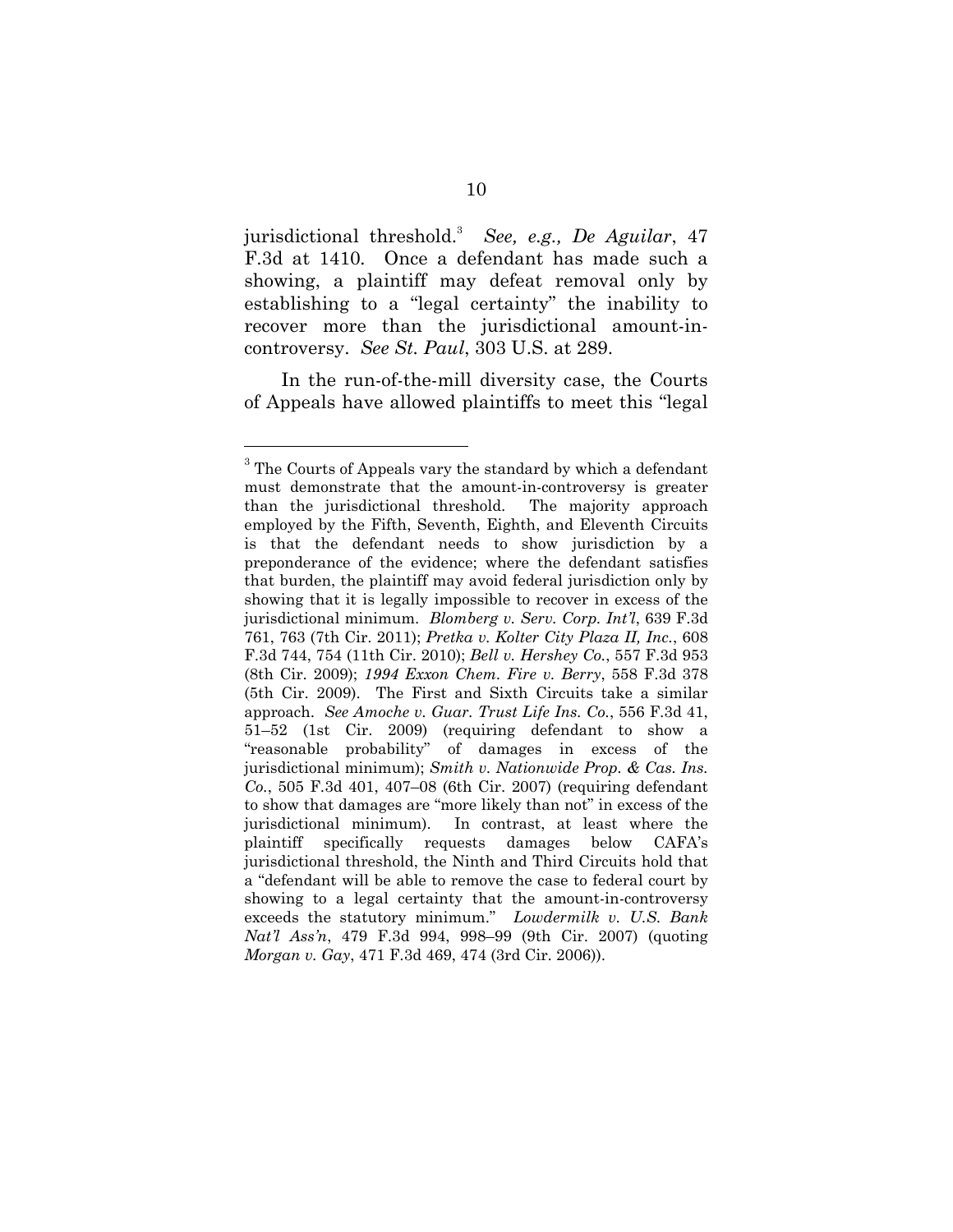jurisdictional threshold.[3] *See, e.g., De Aguilar*, 47 F.3d at 1410. Once a defendant has made such a showing, a plaintiff may defeat removal only by establishing to a "legal certainty" the inability to recover more than the jurisdictional amount-in-controversy. *See St. Paul*, 303 U.S. at 289.

In the run-of-the-mill diversity case, the Courts of Appeals have allowed plaintiffs to meet this "legal

---

[3] The Courts of Appeals vary the standard by which a defendant must demonstrate that the amount-in-controversy is greater than the jurisdictional threshold. The majority approach employed by the Fifth, Seventh, Eighth, and Eleventh Circuits is that the defendant needs to show jurisdiction by a preponderance of the evidence; where the defendant satisfies that burden, the plaintiff may avoid federal jurisdiction only by showing that it is legally impossible to recover in excess of the jurisdictional minimum. *Blomberg v. Serv. Corp. Int'l*, 639 F.3d 761, 763 (7th Cir. 2011); *Pretka v. Kolter City Plaza II, Inc.*, 608 F.3d 744, 754 (11th Cir. 2010); *Bell v. Hershey Co.*, 557 F.3d 953 (8th Cir. 2009); *1994 Exxon Chem. Fire v. Berry*, 558 F.3d 378 (5th Cir. 2009). The First and Sixth Circuits take a similar approach. *See Amoche v. Guar. Trust Life Ins. Co.*, 556 F.3d 41, 51–52 (1st Cir. 2009) (requiring defendant to show a "reasonable probability" of damages in excess of the jurisdictional minimum); *Smith v. Nationwide Prop. & Cas. Ins. Co.*, 505 F.3d 401, 407–08 (6th Cir. 2007) (requiring defendant to show that damages are "more likely than not" in excess of the jurisdictional minimum). In contrast, at least where the plaintiff specifically requests damages below CAFA's jurisdictional threshold, the Ninth and Third Circuits hold that a "defendant will be able to remove the case to federal court by showing to a legal certainty that the amount-in-controversy exceeds the statutory minimum." *Lowdermilk v. U.S. Bank Nat'l Ass'n*, 479 F.3d 994, 998–99 (9th Cir. 2007) (quoting *Morgan v. Gay*, 471 F.3d 469, 474 (3rd Cir. 2006)).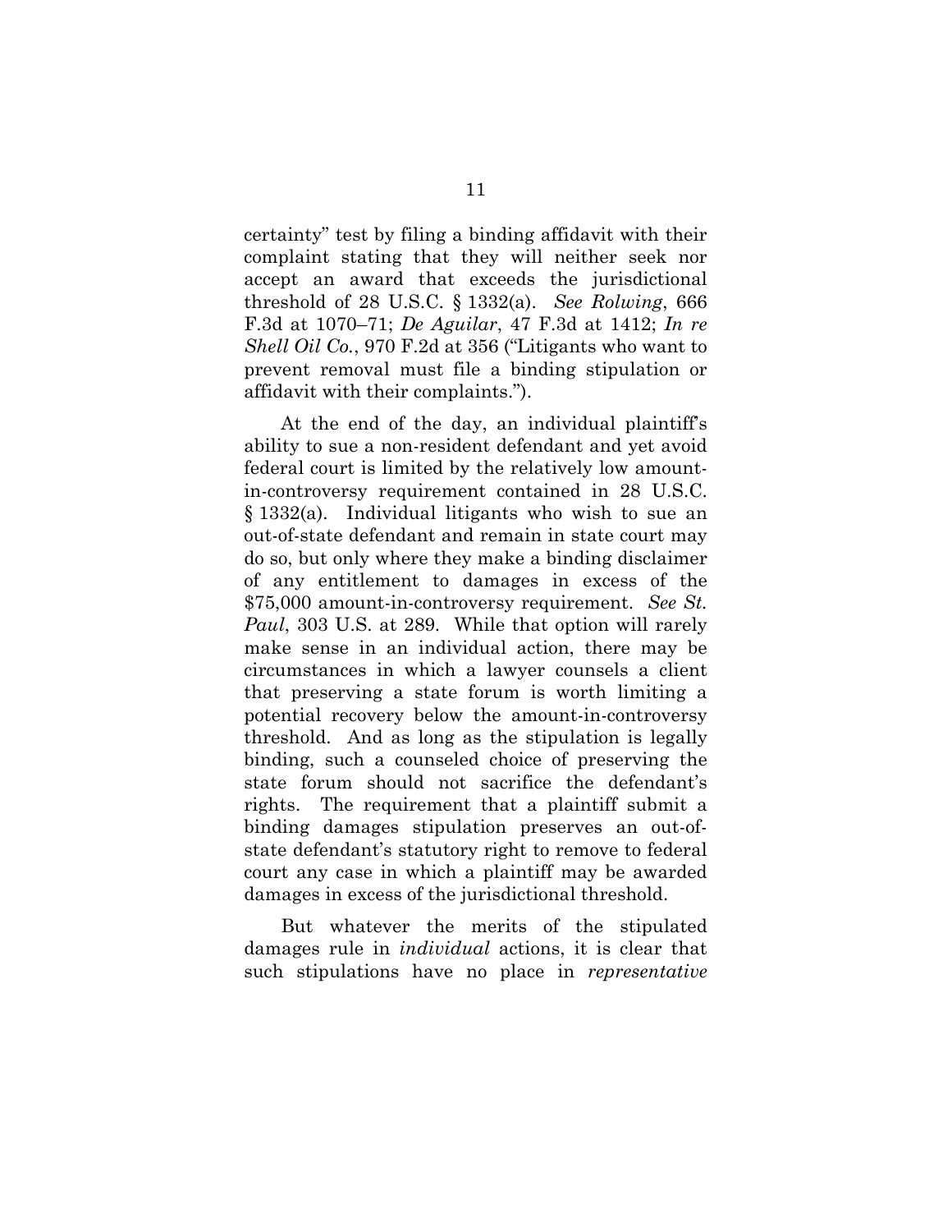certainty" test by filing a binding affidavit with their complaint stating that they will neither seek nor accept an award that exceeds the jurisdictional threshold of 28 U.S.C. § 1332(a). *See Rolwing*, 666 F.3d at 1070–71; *De Aguilar*, 47 F.3d at 1412; *In re Shell Oil Co.*, 970 F.2d at 356 ("Litigants who want to prevent removal must file a binding stipulation or affidavit with their complaints.").

At the end of the day, an individual plaintiff's ability to sue a non-resident defendant and yet avoid federal court is limited by the relatively low amount-in-controversy requirement contained in 28 U.S.C. § 1332(a). Individual litigants who wish to sue an out-of-state defendant and remain in state court may do so, but only where they make a binding disclaimer of any entitlement to damages in excess of the $75,000 amount-in-controversy requirement. *See St. Paul*, 303 U.S. at 289. While that option will rarely make sense in an individual action, there may be circumstances in which a lawyer counsels a client that preserving a state forum is worth limiting a potential recovery below the amount-in-controversy threshold. And as long as the stipulation is legally binding, such a counseled choice of preserving the state forum should not sacrifice the defendant's rights. The requirement that a plaintiff submit a binding damages stipulation preserves an out-of-state defendant's statutory right to remove to federal court any case in which a plaintiff may be awarded damages in excess of the jurisdictional threshold.

But whatever the merits of the stipulated damages rule in *individual* actions, it is clear that such stipulations have no place in *representative*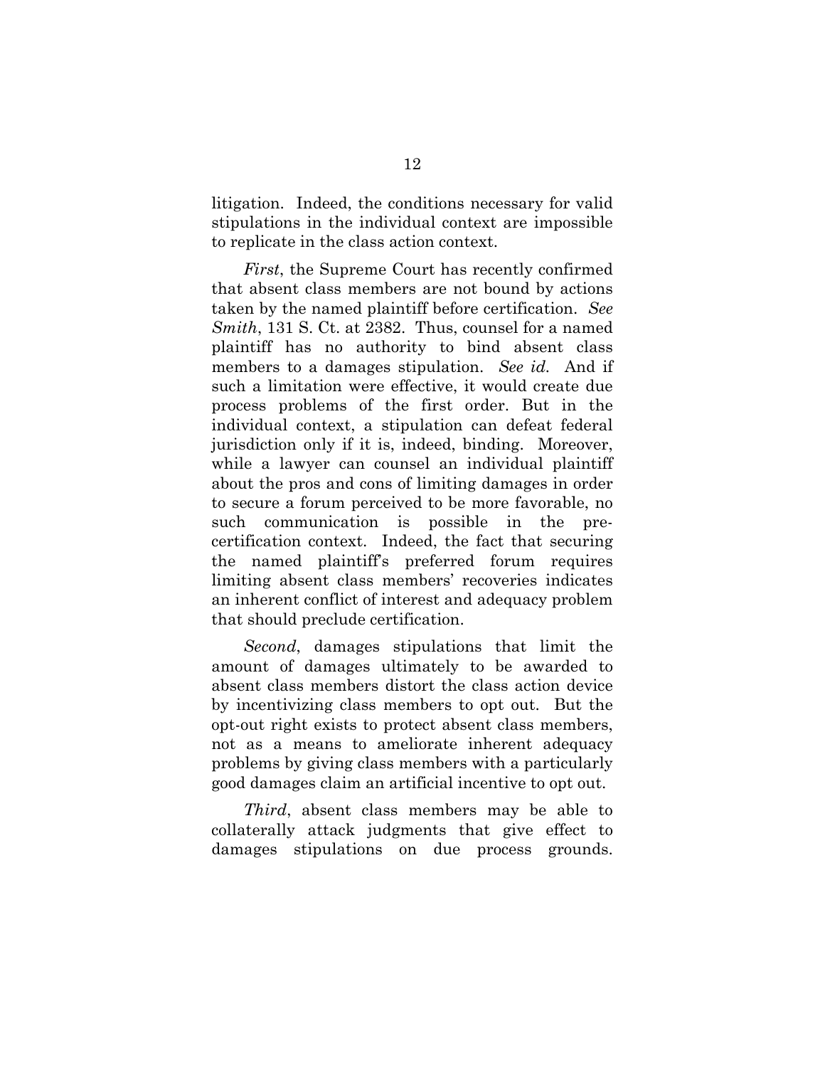litigation. Indeed, the conditions necessary for valid stipulations in the individual context are impossible to replicate in the class action context.

*First*, the Supreme Court has recently confirmed that absent class members are not bound by actions taken by the named plaintiff before certification. *See Smith*, 131 S. Ct. at 2382. Thus, counsel for a named plaintiff has no authority to bind absent class members to a damages stipulation. *See id.* And if such a limitation were effective, it would create due process problems of the first order. But in the individual context, a stipulation can defeat federal jurisdiction only if it is, indeed, binding. Moreover, while a lawyer can counsel an individual plaintiff about the pros and cons of limiting damages in order to secure a forum perceived to be more favorable, no such communication is possible in the pre-certification context. Indeed, the fact that securing the named plaintiff's preferred forum requires limiting absent class members' recoveries indicates an inherent conflict of interest and adequacy problem that should preclude certification.

*Second*, damages stipulations that limit the amount of damages ultimately to be awarded to absent class members distort the class action device by incentivizing class members to opt out. But the opt-out right exists to protect absent class members, not as a means to ameliorate inherent adequacy problems by giving class members with a particularly good damages claim an artificial incentive to opt out.

*Third*, absent class members may be able to collaterally attack judgments that give effect to damages stipulations on due process grounds.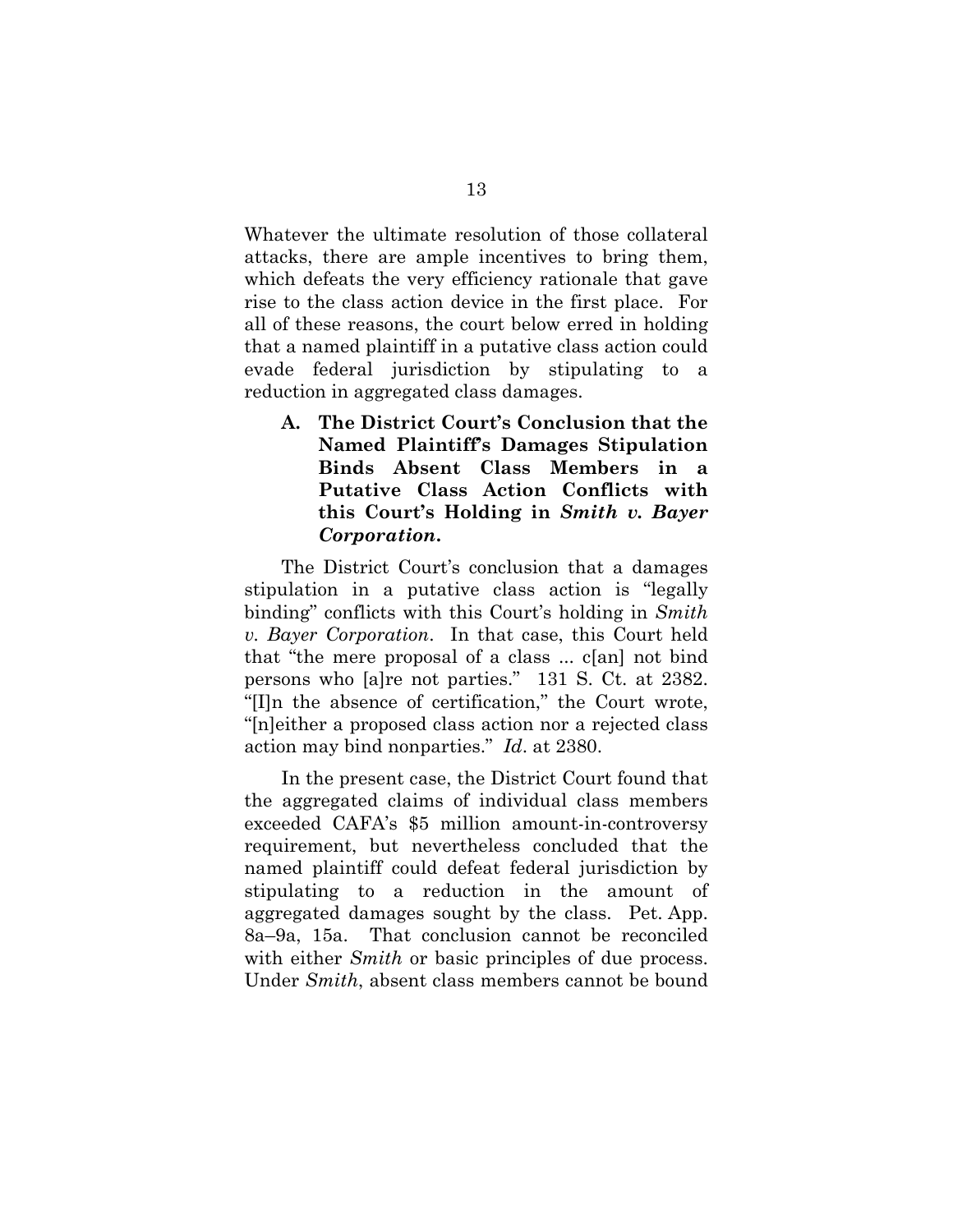Whatever the ultimate resolution of those collateral attacks, there are ample incentives to bring them, which defeats the very efficiency rationale that gave rise to the class action device in the first place. For all of these reasons, the court below erred in holding that a named plaintiff in a putative class action could evade federal jurisdiction by stipulating to a reduction in aggregated class damages.

### A. The District Court's Conclusion that the Named Plaintiff's Damages Stipulation Binds Absent Class Members in a Putative Class Action Conflicts with this Court's Holding in *Smith v. Bayer Corporation*.

The District Court's conclusion that a damages stipulation in a putative class action is "legally binding" conflicts with this Court's holding in *Smith v. Bayer Corporation*. In that case, this Court held that "the mere proposal of a class ... c[an] not bind persons who [a]re not parties." 131 S. Ct. at 2382. "[I]n the absence of certification," the Court wrote, "[n]either a proposed class action nor a rejected class action may bind nonparties." *Id*. at 2380.

In the present case, the District Court found that the aggregated claims of individual class members exceeded CAFA's $5 million amount-in-controversy requirement, but nevertheless concluded that the named plaintiff could defeat federal jurisdiction by stipulating to a reduction in the amount of aggregated damages sought by the class. Pet. App. 8a–9a, 15a. That conclusion cannot be reconciled with either *Smith* or basic principles of due process. Under *Smith*, absent class members cannot be bound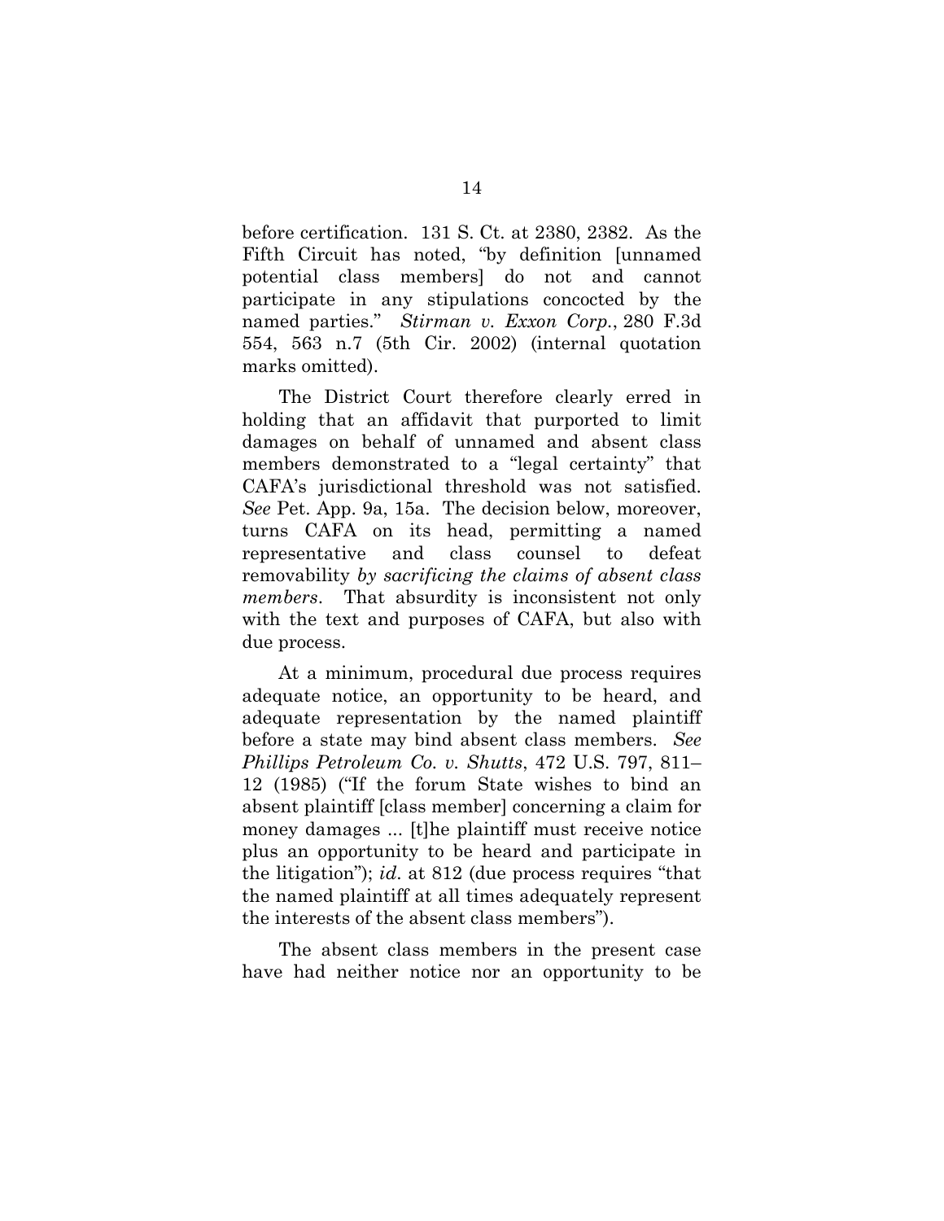before certification. 131 S. Ct. at 2380, 2382. As the Fifth Circuit has noted, "by definition [unnamed potential class members] do not and cannot participate in any stipulations concocted by the named parties." *Stirman v. Exxon Corp.*, 280 F.3d 554, 563 n.7 (5th Cir. 2002) (internal quotation marks omitted).

The District Court therefore clearly erred in holding that an affidavit that purported to limit damages on behalf of unnamed and absent class members demonstrated to a "legal certainty" that CAFA's jurisdictional threshold was not satisfied. *See* Pet. App. 9a, 15a. The decision below, moreover, turns CAFA on its head, permitting a named representative and class counsel to defeat removability *by sacrificing the claims of absent class members*. That absurdity is inconsistent not only with the text and purposes of CAFA, but also with due process.

At a minimum, procedural due process requires adequate notice, an opportunity to be heard, and adequate representation by the named plaintiff before a state may bind absent class members. *See Phillips Petroleum Co. v. Shutts*, 472 U.S. 797, 811–12 (1985) ("If the forum State wishes to bind an absent plaintiff [class member] concerning a claim for money damages ... [t]he plaintiff must receive notice plus an opportunity to be heard and participate in the litigation"); *id*. at 812 (due process requires "that the named plaintiff at all times adequately represent the interests of the absent class members").

The absent class members in the present case have had neither notice nor an opportunity to be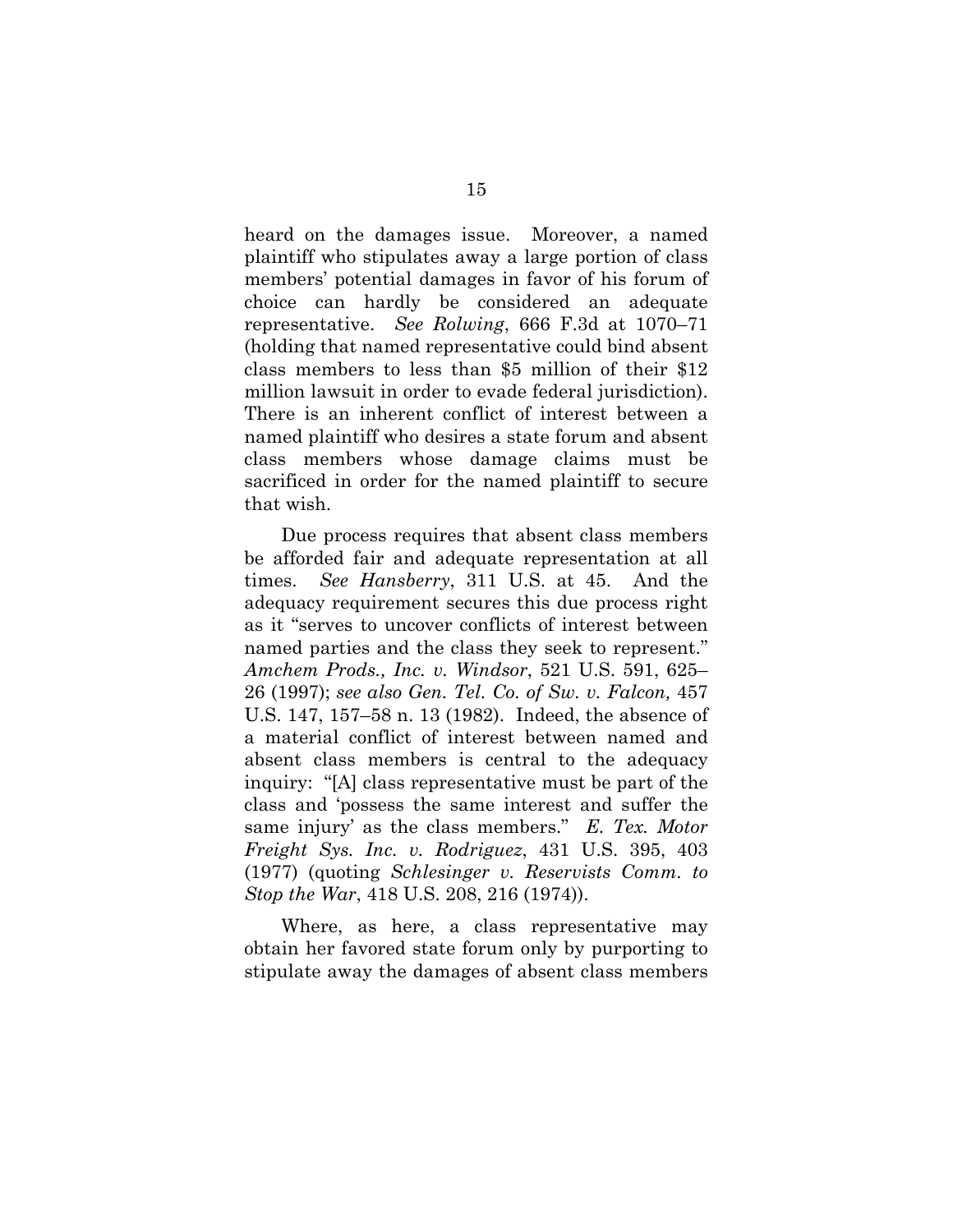heard on the damages issue. Moreover, a named plaintiff who stipulates away a large portion of class members' potential damages in favor of his forum of choice can hardly be considered an adequate representative. *See Rolwing*, 666 F.3d at 1070–71 (holding that named representative could bind absent class members to less than $5 million of their $12 million lawsuit in order to evade federal jurisdiction). There is an inherent conflict of interest between a named plaintiff who desires a state forum and absent class members whose damage claims must be sacrificed in order for the named plaintiff to secure that wish.

Due process requires that absent class members be afforded fair and adequate representation at all times. *See Hansberry*, 311 U.S. at 45. And the adequacy requirement secures this due process right as it "serves to uncover conflicts of interest between named parties and the class they seek to represent." *Amchem Prods., Inc. v. Windsor*, 521 U.S. 591, 625–26 (1997); *see also Gen. Tel. Co. of Sw. v. Falcon,* 457 U.S. 147, 157–58 n. 13 (1982). Indeed, the absence of a material conflict of interest between named and absent class members is central to the adequacy inquiry: "[A] class representative must be part of the class and 'possess the same interest and suffer the same injury' as the class members." *E. Tex. Motor Freight Sys. Inc. v. Rodriguez*, 431 U.S. 395, 403 (1977) (quoting *Schlesinger v. Reservists Comm. to Stop the War*, 418 U.S. 208, 216 (1974)).

Where, as here, a class representative may obtain her favored state forum only by purporting to stipulate away the damages of absent class members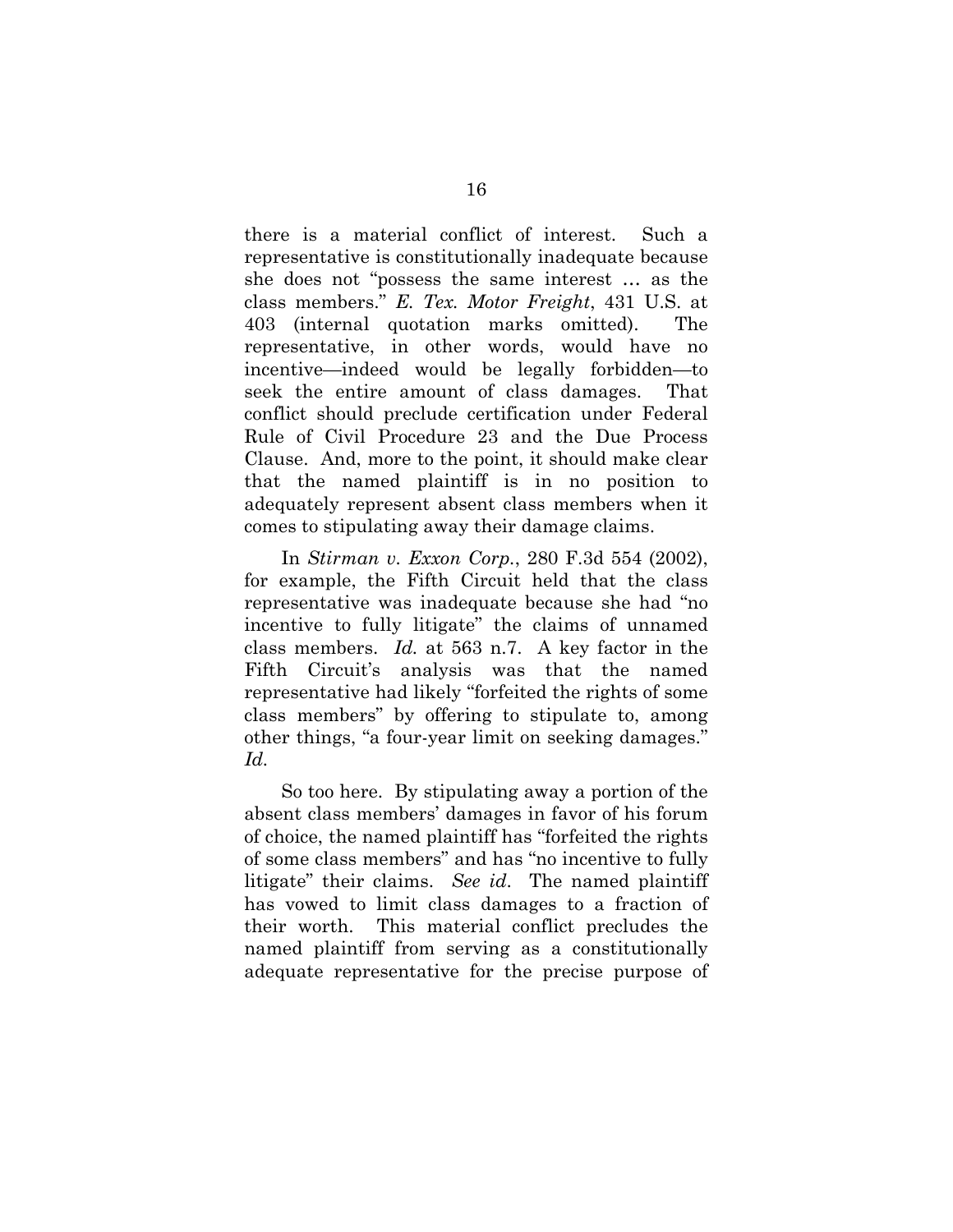there is a material conflict of interest. Such a representative is constitutionally inadequate because she does not "possess the same interest … as the class members." *E. Tex. Motor Freight*, 431 U.S. at 403 (internal quotation marks omitted). The representative, in other words, would have no incentive—indeed would be legally forbidden—to seek the entire amount of class damages. That conflict should preclude certification under Federal Rule of Civil Procedure 23 and the Due Process Clause. And, more to the point, it should make clear that the named plaintiff is in no position to adequately represent absent class members when it comes to stipulating away their damage claims.

In *Stirman v. Exxon Corp.*, 280 F.3d 554 (2002), for example, the Fifth Circuit held that the class representative was inadequate because she had "no incentive to fully litigate" the claims of unnamed class members. *Id.* at 563 n.7. A key factor in the Fifth Circuit's analysis was that the named representative had likely "forfeited the rights of some class members" by offering to stipulate to, among other things, "a four-year limit on seeking damages." *Id.*

So too here. By stipulating away a portion of the absent class members' damages in favor of his forum of choice, the named plaintiff has "forfeited the rights of some class members" and has "no incentive to fully litigate" their claims. *See id*. The named plaintiff has vowed to limit class damages to a fraction of their worth. This material conflict precludes the named plaintiff from serving as a constitutionally adequate representative for the precise purpose of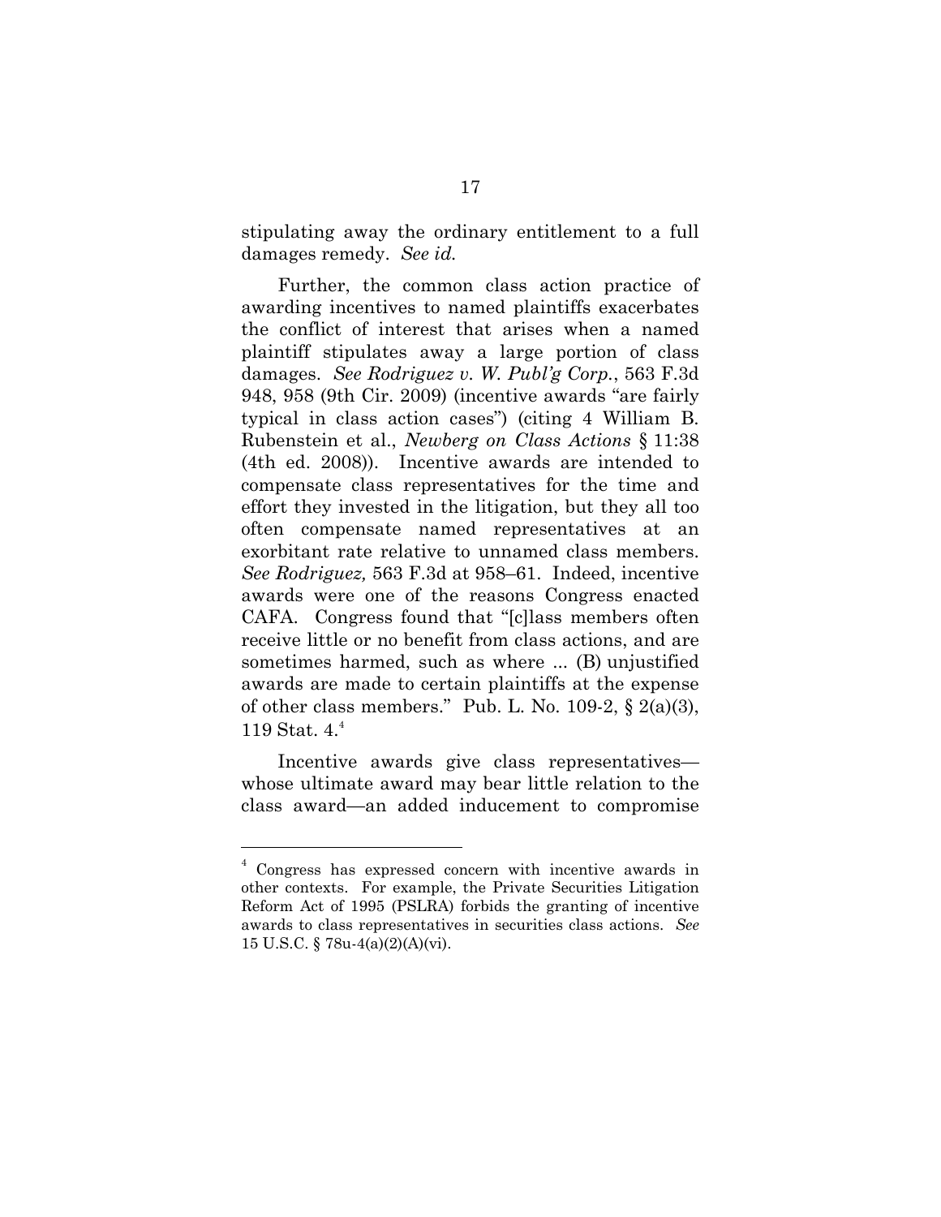stipulating away the ordinary entitlement to a full damages remedy. *See id.*

Further, the common class action practice of awarding incentives to named plaintiffs exacerbates the conflict of interest that arises when a named plaintiff stipulates away a large portion of class damages. *See Rodriguez v. W. Publ'g Corp.*, 563 F.3d 948, 958 (9th Cir. 2009) (incentive awards "are fairly typical in class action cases") (citing 4 William B. Rubenstein et al., *Newberg on Class Actions* § 11:38 (4th ed. 2008)). Incentive awards are intended to compensate class representatives for the time and effort they invested in the litigation, but they all too often compensate named representatives at an exorbitant rate relative to unnamed class members. *See Rodriguez,* 563 F.3d at 958–61. Indeed, incentive awards were one of the reasons Congress enacted CAFA. Congress found that "[c]lass members often receive little or no benefit from class actions, and are sometimes harmed, such as where ... (B) unjustified awards are made to certain plaintiffs at the expense of other class members." Pub. L. No. 109-2, § 2(a)(3), 119 Stat. 4.[4]

Incentive awards give class representatives—whose ultimate award may bear little relation to the class award—an added inducement to compromise

[4] Congress has expressed concern with incentive awards in other contexts. For example, the Private Securities Litigation Reform Act of 1995 (PSLRA) forbids the granting of incentive awards to class representatives in securities class actions. *See* 15 U.S.C. § 78u-4(a)(2)(A)(vi).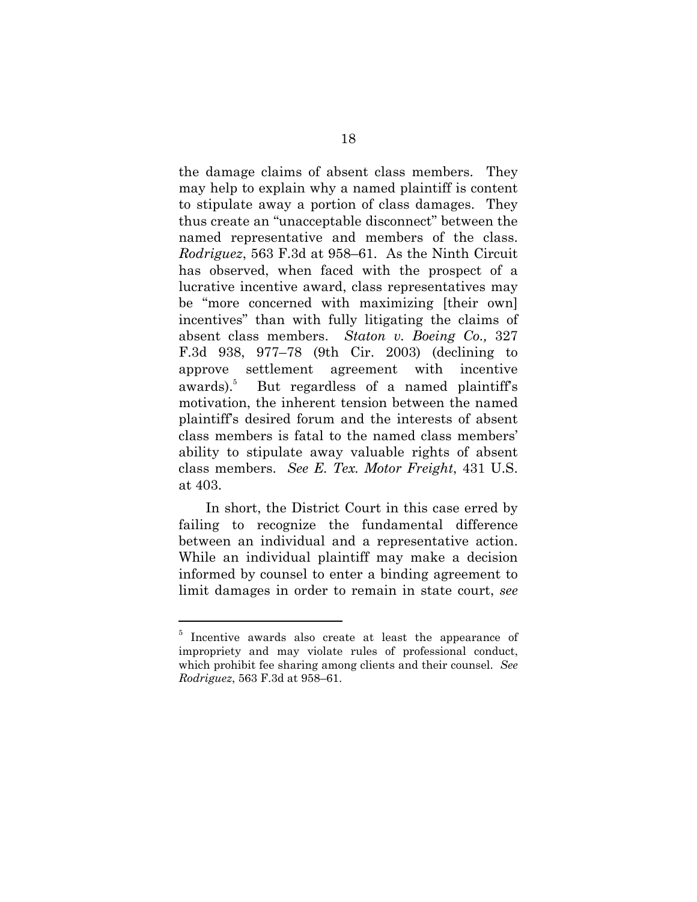the damage claims of absent class members. They may help to explain why a named plaintiff is content to stipulate away a portion of class damages. They thus create an "unacceptable disconnect" between the named representative and members of the class. *Rodriguez*, 563 F.3d at 958–61. As the Ninth Circuit has observed, when faced with the prospect of a lucrative incentive award, class representatives may be "more concerned with maximizing [their own] incentives" than with fully litigating the claims of absent class members. *Staton v. Boeing Co.,* 327 F.3d 938, 977–78 (9th Cir. 2003) (declining to approve settlement agreement with incentive awards).[5] But regardless of a named plaintiff's motivation, the inherent tension between the named plaintiff's desired forum and the interests of absent class members is fatal to the named class members' ability to stipulate away valuable rights of absent class members. *See E. Tex. Motor Freight*, 431 U.S. at 403.

In short, the District Court in this case erred by failing to recognize the fundamental difference between an individual and a representative action. While an individual plaintiff may make a decision informed by counsel to enter a binding agreement to limit damages in order to remain in state court, *see*

---

[5] Incentive awards also create at least the appearance of impropriety and may violate rules of professional conduct, which prohibit fee sharing among clients and their counsel. *See Rodriguez*, 563 F.3d at 958–61.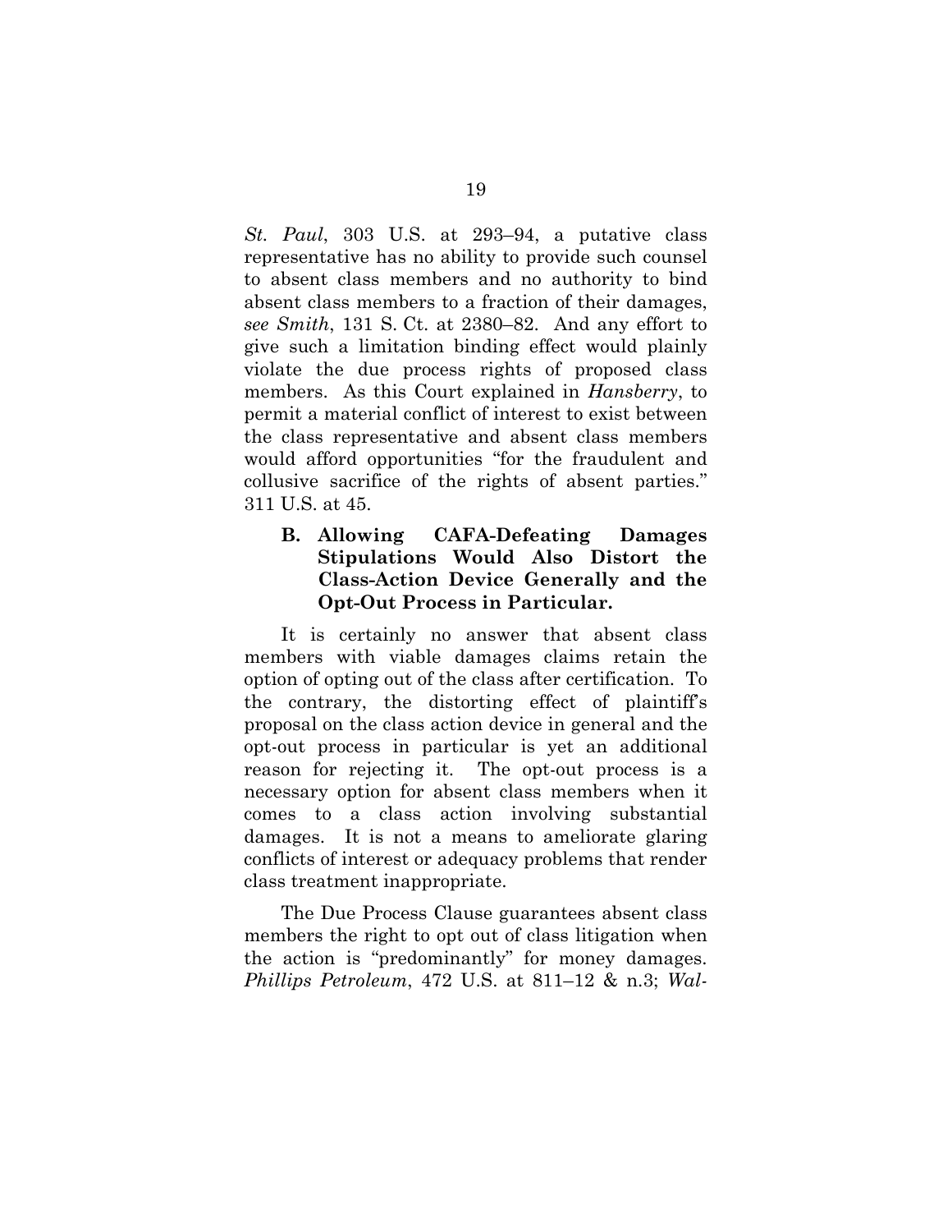*St. Paul*, 303 U.S. at 293–94, a putative class representative has no ability to provide such counsel to absent class members and no authority to bind absent class members to a fraction of their damages, *see Smith*, 131 S. Ct. at 2380–82. And any effort to give such a limitation binding effect would plainly violate the due process rights of proposed class members. As this Court explained in *Hansberry*, to permit a material conflict of interest to exist between the class representative and absent class members would afford opportunities "for the fraudulent and collusive sacrifice of the rights of absent parties." 311 U.S. at 45.

### B. Allowing CAFA-Defeating Damages Stipulations Would Also Distort the Class-Action Device Generally and the Opt-Out Process in Particular.

It is certainly no answer that absent class members with viable damages claims retain the option of opting out of the class after certification. To the contrary, the distorting effect of plaintiff's proposal on the class action device in general and the opt-out process in particular is yet an additional reason for rejecting it. The opt-out process is a necessary option for absent class members when it comes to a class action involving substantial damages. It is not a means to ameliorate glaring conflicts of interest or adequacy problems that render class treatment inappropriate.

The Due Process Clause guarantees absent class members the right to opt out of class litigation when the action is "predominantly" for money damages. *Phillips Petroleum*, 472 U.S. at 811–12 & n.3; *Wal-*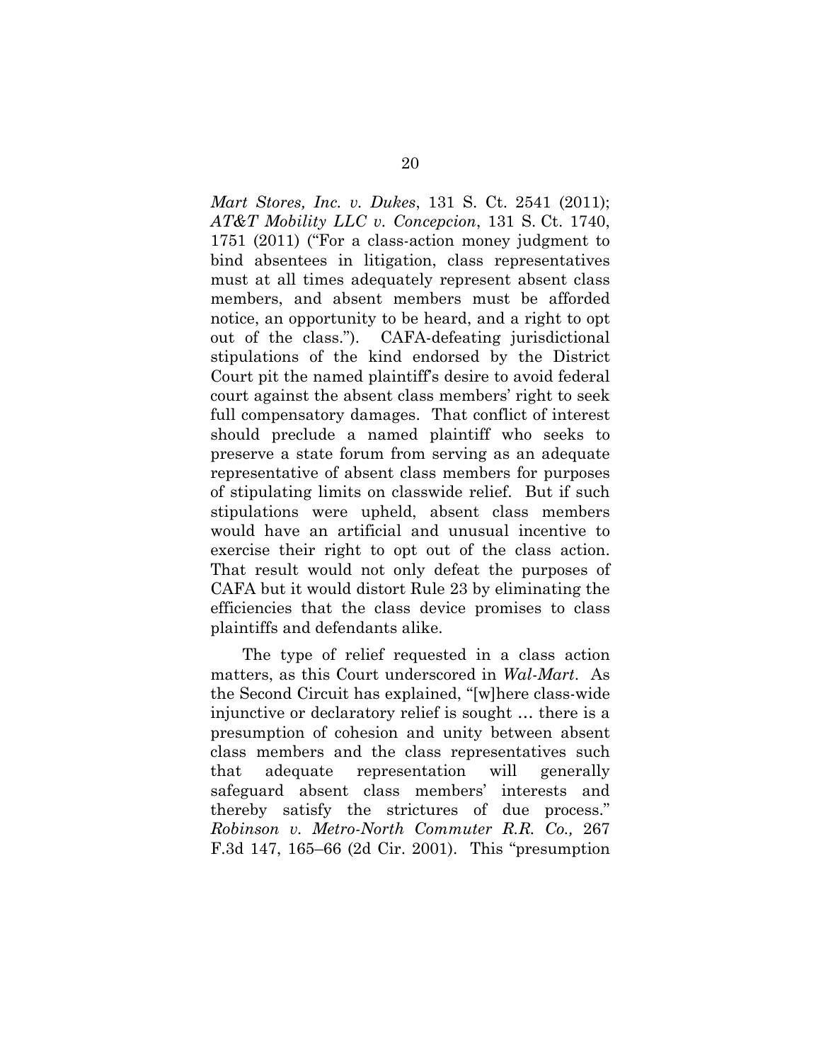*Mart Stores, Inc. v. Dukes*, 131 S. Ct. 2541 (2011); *AT&T Mobility LLC v. Concepcion*, 131 S. Ct. 1740, 1751 (2011) ("For a class-action money judgment to bind absentees in litigation, class representatives must at all times adequately represent absent class members, and absent members must be afforded notice, an opportunity to be heard, and a right to opt out of the class."). CAFA-defeating jurisdictional stipulations of the kind endorsed by the District Court pit the named plaintiff's desire to avoid federal court against the absent class members' right to seek full compensatory damages. That conflict of interest should preclude a named plaintiff who seeks to preserve a state forum from serving as an adequate representative of absent class members for purposes of stipulating limits on classwide relief. But if such stipulations were upheld, absent class members would have an artificial and unusual incentive to exercise their right to opt out of the class action. That result would not only defeat the purposes of CAFA but it would distort Rule 23 by eliminating the efficiencies that the class device promises to class plaintiffs and defendants alike.

The type of relief requested in a class action matters, as this Court underscored in *Wal-Mart*. As the Second Circuit has explained, "[w]here class-wide injunctive or declaratory relief is sought … there is a presumption of cohesion and unity between absent class members and the class representatives such that adequate representation will generally safeguard absent class members' interests and thereby satisfy the strictures of due process." *Robinson v. Metro-North Commuter R.R. Co.,* 267 F.3d 147, 165–66 (2d Cir. 2001). This "presumption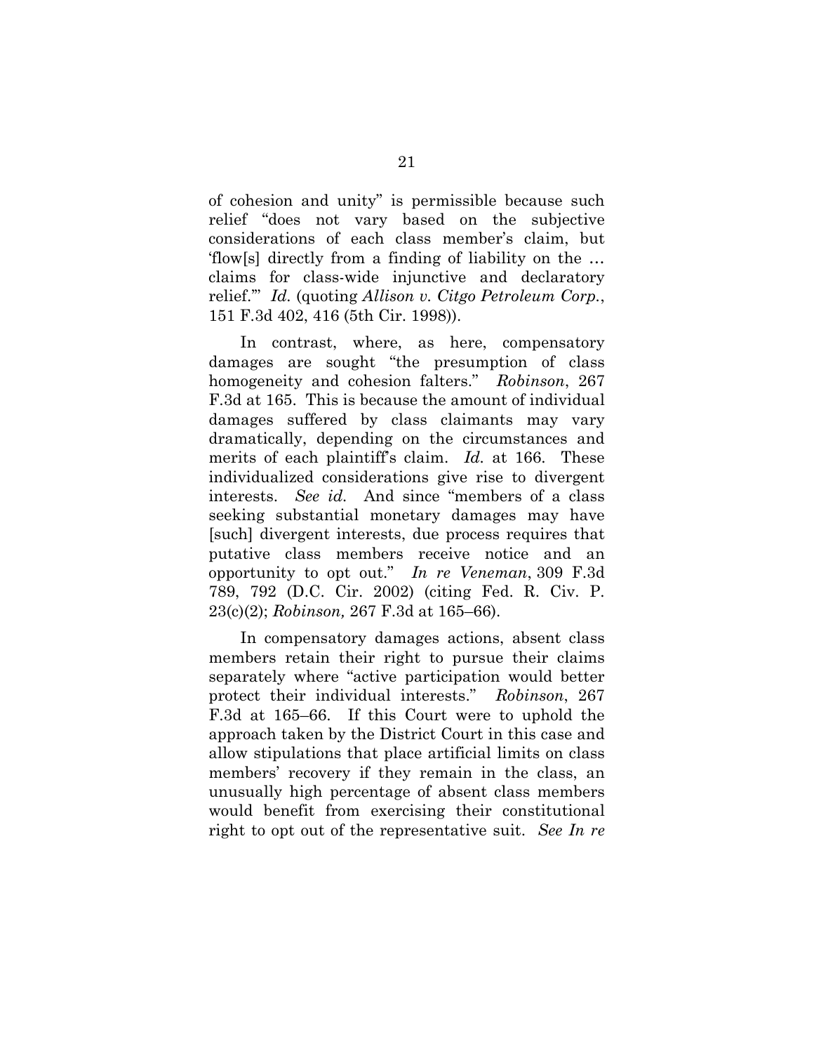of cohesion and unity" is permissible because such relief "does not vary based on the subjective considerations of each class member's claim, but 'flow[s] directly from a finding of liability on the … claims for class-wide injunctive and declaratory relief.'" *Id.* (quoting *Allison v. Citgo Petroleum Corp.*, 151 F.3d 402, 416 (5th Cir. 1998)).

In contrast, where, as here, compensatory damages are sought "the presumption of class homogeneity and cohesion falters." *Robinson*, 267 F.3d at 165. This is because the amount of individual damages suffered by class claimants may vary dramatically, depending on the circumstances and merits of each plaintiff's claim. *Id.* at 166. These individualized considerations give rise to divergent interests. *See id.* And since "members of a class seeking substantial monetary damages may have [such] divergent interests, due process requires that putative class members receive notice and an opportunity to opt out." *In re Veneman*, 309 F.3d 789, 792 (D.C. Cir. 2002) (citing Fed. R. Civ. P. 23(c)(2); *Robinson,* 267 F.3d at 165–66).

In compensatory damages actions, absent class members retain their right to pursue their claims separately where "active participation would better protect their individual interests." *Robinson*, 267 F.3d at 165–66. If this Court were to uphold the approach taken by the District Court in this case and allow stipulations that place artificial limits on class members' recovery if they remain in the class, an unusually high percentage of absent class members would benefit from exercising their constitutional right to opt out of the representative suit. *See In re*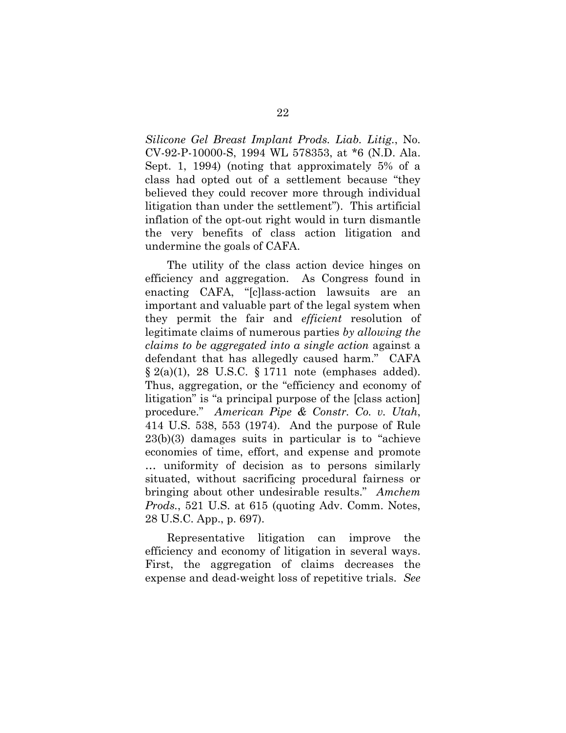*Silicone Gel Breast Implant Prods. Liab. Litig.*, No. CV-92-P-10000-S, 1994 WL 578353, at *6 (N.D. Ala. Sept. 1, 1994) (noting that approximately 5% of a class had opted out of a settlement because "they believed they could recover more through individual litigation than under the settlement"). This artificial inflation of the opt-out right would in turn dismantle the very benefits of class action litigation and undermine the goals of CAFA.

The utility of the class action device hinges on efficiency and aggregation. As Congress found in enacting CAFA, "[c]lass-action lawsuits are an important and valuable part of the legal system when they permit the fair and *efficient* resolution of legitimate claims of numerous parties *by allowing the claims to be aggregated into a single action* against a defendant that has allegedly caused harm." CAFA § 2(a)(1), 28 U.S.C. § 1711 note (emphases added). Thus, aggregation, or the "efficiency and economy of litigation" is "a principal purpose of the [class action] procedure." *American Pipe & Constr. Co. v. Utah*, 414 U.S. 538, 553 (1974). And the purpose of Rule 23(b)(3) damages suits in particular is to "achieve economies of time, effort, and expense and promote … uniformity of decision as to persons similarly situated, without sacrificing procedural fairness or bringing about other undesirable results." *Amchem Prods.*, 521 U.S. at 615 (quoting Adv. Comm. Notes, 28 U.S.C. App., p. 697).

Representative litigation can improve the efficiency and economy of litigation in several ways. First, the aggregation of claims decreases the expense and dead-weight loss of repetitive trials. *See*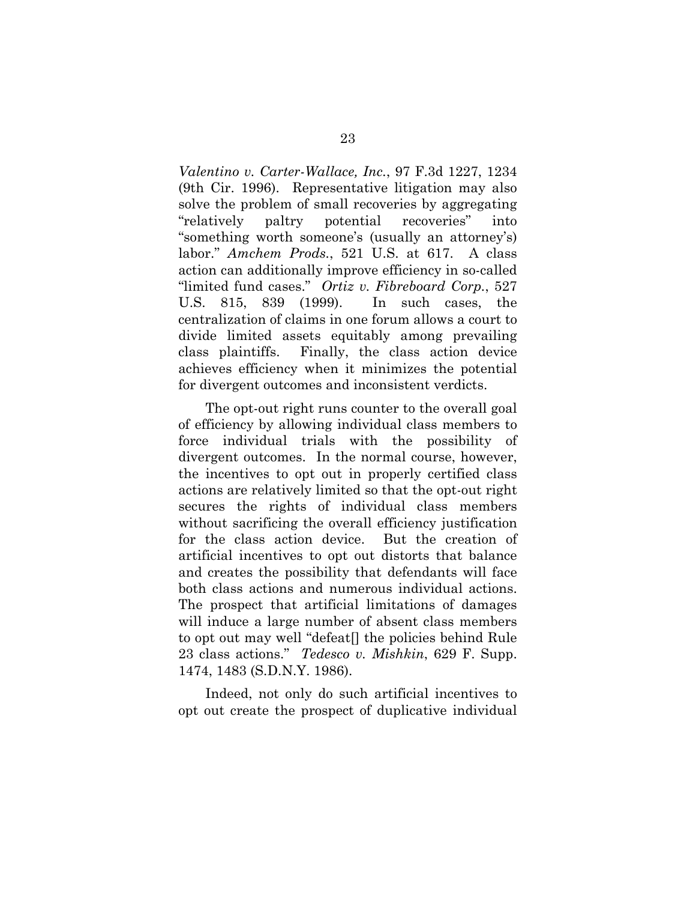*Valentino v. Carter-Wallace, Inc.*, 97 F.3d 1227, 1234 (9th Cir. 1996). Representative litigation may also solve the problem of small recoveries by aggregating "relatively paltry potential recoveries" into "something worth someone's (usually an attorney's) labor." *Amchem Prods.*, 521 U.S. at 617. A class action can additionally improve efficiency in so-called "limited fund cases." *Ortiz v. Fibreboard Corp.*, 527 U.S. 815, 839 (1999). In such cases, the centralization of claims in one forum allows a court to divide limited assets equitably among prevailing class plaintiffs. Finally, the class action device achieves efficiency when it minimizes the potential for divergent outcomes and inconsistent verdicts.

The opt-out right runs counter to the overall goal of efficiency by allowing individual class members to force individual trials with the possibility of divergent outcomes. In the normal course, however, the incentives to opt out in properly certified class actions are relatively limited so that the opt-out right secures the rights of individual class members without sacrificing the overall efficiency justification for the class action device. But the creation of artificial incentives to opt out distorts that balance and creates the possibility that defendants will face both class actions and numerous individual actions. The prospect that artificial limitations of damages will induce a large number of absent class members to opt out may well "defeat[] the policies behind Rule 23 class actions." *Tedesco v. Mishkin*, 629 F. Supp. 1474, 1483 (S.D.N.Y. 1986).

Indeed, not only do such artificial incentives to opt out create the prospect of duplicative individual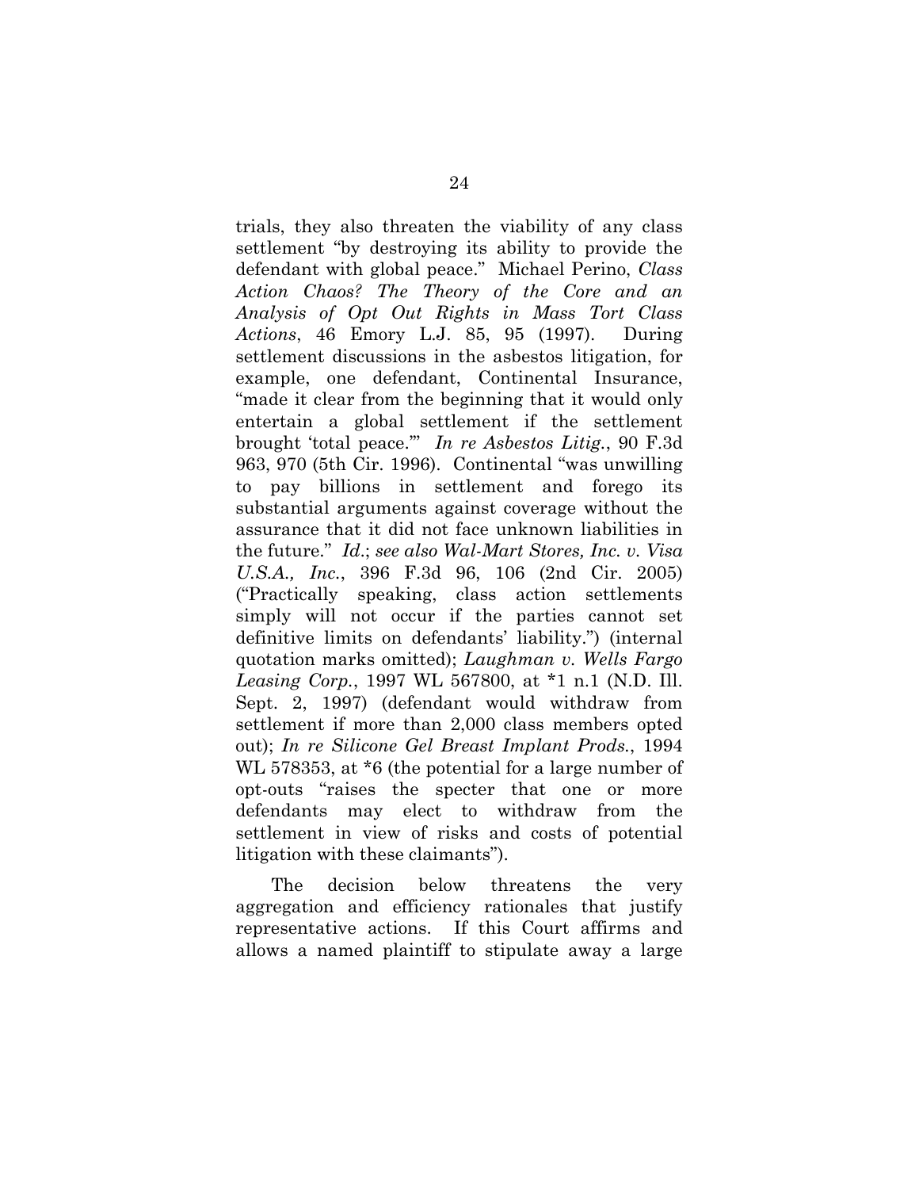trials, they also threaten the viability of any class settlement "by destroying its ability to provide the defendant with global peace." Michael Perino, *Class Action Chaos? The Theory of the Core and an Analysis of Opt Out Rights in Mass Tort Class Actions*, 46 Emory L.J. 85, 95 (1997). During settlement discussions in the asbestos litigation, for example, one defendant, Continental Insurance, "made it clear from the beginning that it would only entertain a global settlement if the settlement brought 'total peace.'" *In re Asbestos Litig.*, 90 F.3d 963, 970 (5th Cir. 1996). Continental "was unwilling to pay billions in settlement and forego its substantial arguments against coverage without the assurance that it did not face unknown liabilities in the future." *Id.*; *see also Wal-Mart Stores, Inc. v. Visa U.S.A., Inc.*, 396 F.3d 96, 106 (2nd Cir. 2005) ("Practically speaking, class action settlements simply will not occur if the parties cannot set definitive limits on defendants' liability.") (internal quotation marks omitted); *Laughman v. Wells Fargo Leasing Corp.*, 1997 WL 567800, at *1 n.1 (N.D. Ill. Sept. 2, 1997) (defendant would withdraw from settlement if more than 2,000 class members opted out); *In re Silicone Gel Breast Implant Prods.*, 1994 WL 578353, at *6 (the potential for a large number of opt-outs "raises the specter that one or more defendants may elect to withdraw from the settlement in view of risks and costs of potential litigation with these claimants").

The decision below threatens the very aggregation and efficiency rationales that justify representative actions. If this Court affirms and allows a named plaintiff to stipulate away a large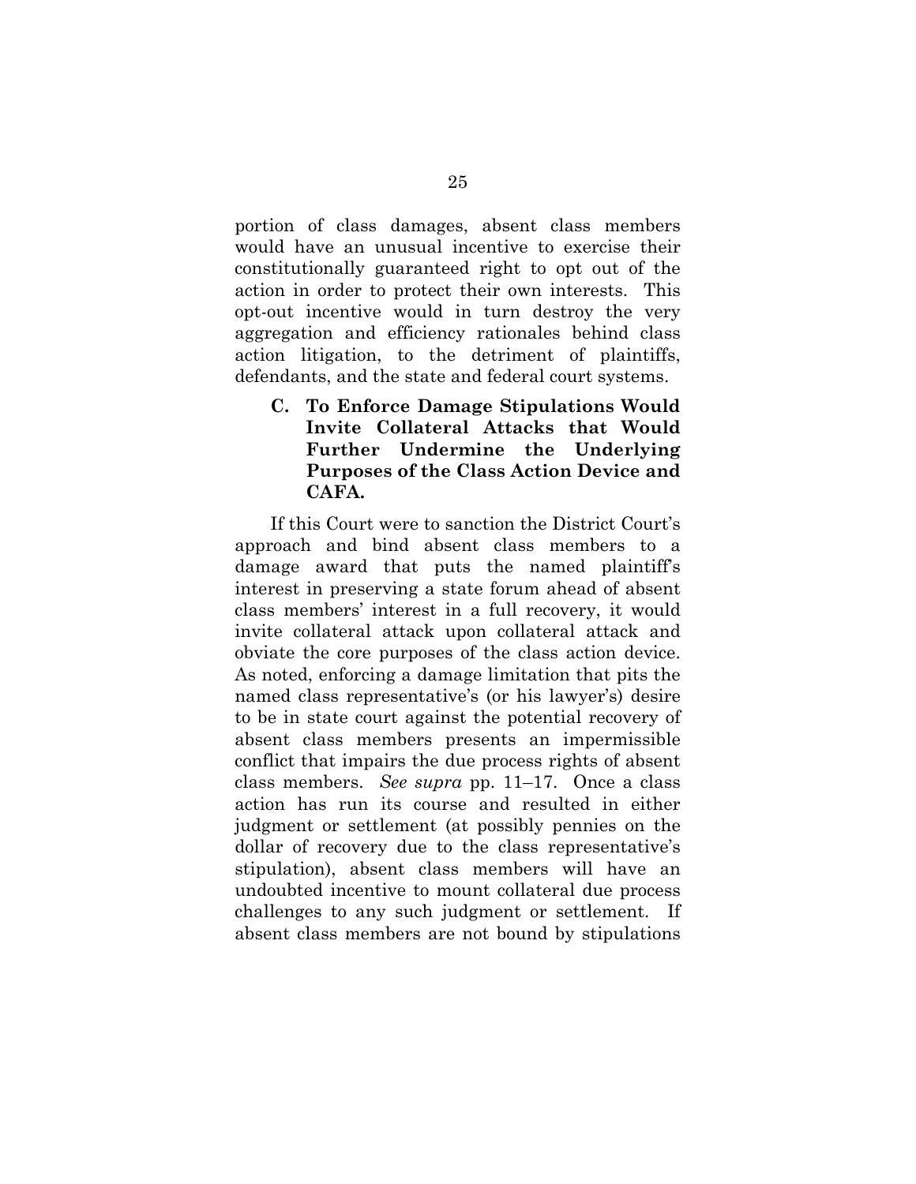portion of class damages, absent class members would have an unusual incentive to exercise their constitutionally guaranteed right to opt out of the action in order to protect their own interests. This opt-out incentive would in turn destroy the very aggregation and efficiency rationales behind class action litigation, to the detriment of plaintiffs, defendants, and the state and federal court systems.

### C. To Enforce Damage Stipulations Would Invite Collateral Attacks that Would Further Undermine the Underlying Purposes of the Class Action Device and CAFA.

If this Court were to sanction the District Court's approach and bind absent class members to a damage award that puts the named plaintiff's interest in preserving a state forum ahead of absent class members' interest in a full recovery, it would invite collateral attack upon collateral attack and obviate the core purposes of the class action device. As noted, enforcing a damage limitation that pits the named class representative's (or his lawyer's) desire to be in state court against the potential recovery of absent class members presents an impermissible conflict that impairs the due process rights of absent class members. *See supra* pp. 11–17. Once a class action has run its course and resulted in either judgment or settlement (at possibly pennies on the dollar of recovery due to the class representative's stipulation), absent class members will have an undoubted incentive to mount collateral due process challenges to any such judgment or settlement. If absent class members are not bound by stipulations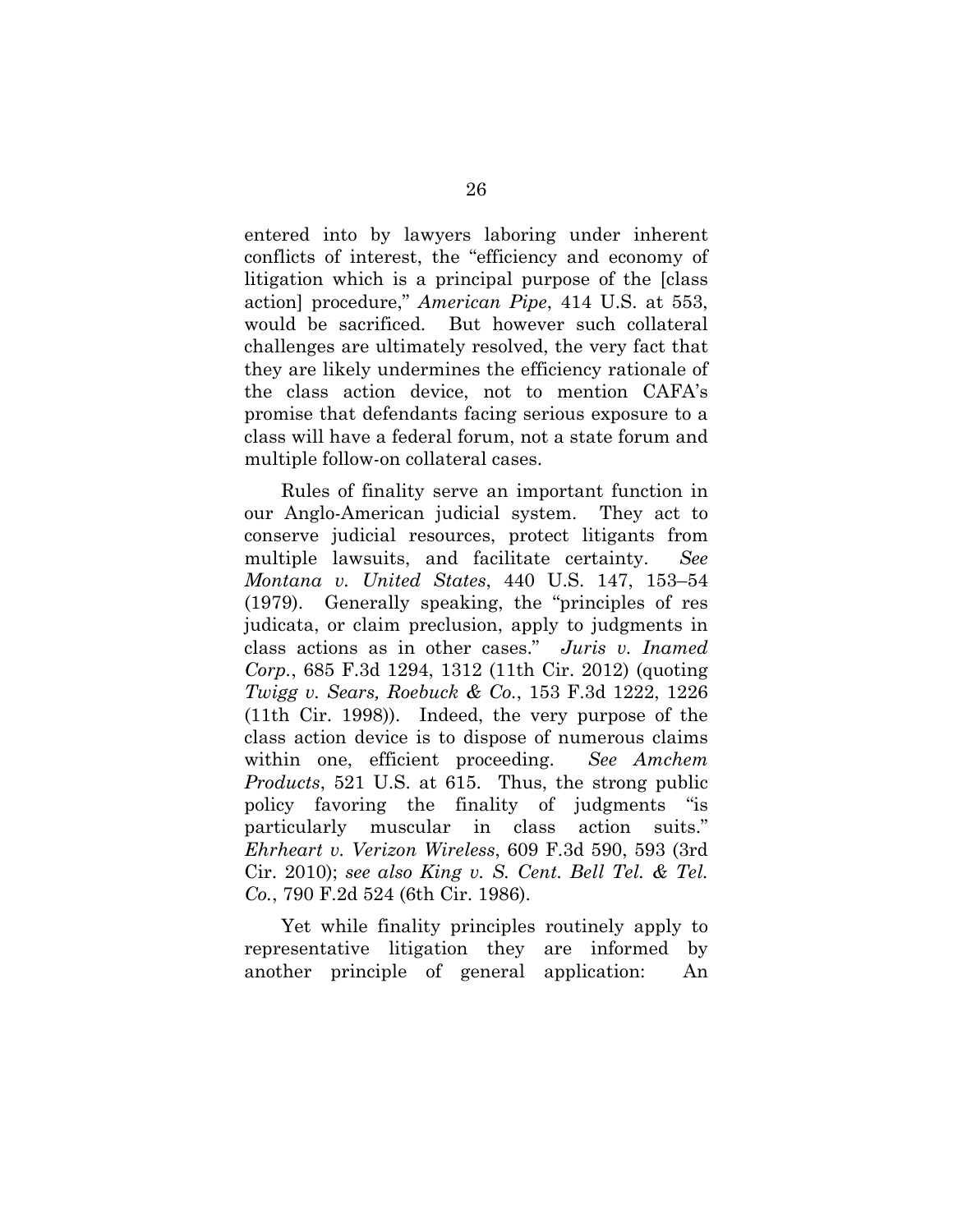entered into by lawyers laboring under inherent conflicts of interest, the "efficiency and economy of litigation which is a principal purpose of the [class action] procedure," *American Pipe*, 414 U.S. at 553, would be sacrificed. But however such collateral challenges are ultimately resolved, the very fact that they are likely undermines the efficiency rationale of the class action device, not to mention CAFA's promise that defendants facing serious exposure to a class will have a federal forum, not a state forum and multiple follow-on collateral cases.

Rules of finality serve an important function in our Anglo-American judicial system. They act to conserve judicial resources, protect litigants from multiple lawsuits, and facilitate certainty. *See Montana v. United States*, 440 U.S. 147, 153–54 (1979). Generally speaking, the "principles of res judicata, or claim preclusion, apply to judgments in class actions as in other cases." *Juris v. Inamed Corp.*, 685 F.3d 1294, 1312 (11th Cir. 2012) (quoting *Twigg v. Sears, Roebuck & Co.*, 153 F.3d 1222, 1226 (11th Cir. 1998)). Indeed, the very purpose of the class action device is to dispose of numerous claims within one, efficient proceeding. *See Amchem Products*, 521 U.S. at 615. Thus, the strong public policy favoring the finality of judgments "is particularly muscular in class action suits." *Ehrheart v. Verizon Wireless*, 609 F.3d 590, 593 (3rd Cir. 2010); *see also King v. S. Cent. Bell Tel. & Tel. Co.*, 790 F.2d 524 (6th Cir. 1986).

Yet while finality principles routinely apply to representative litigation they are informed by another principle of general application: An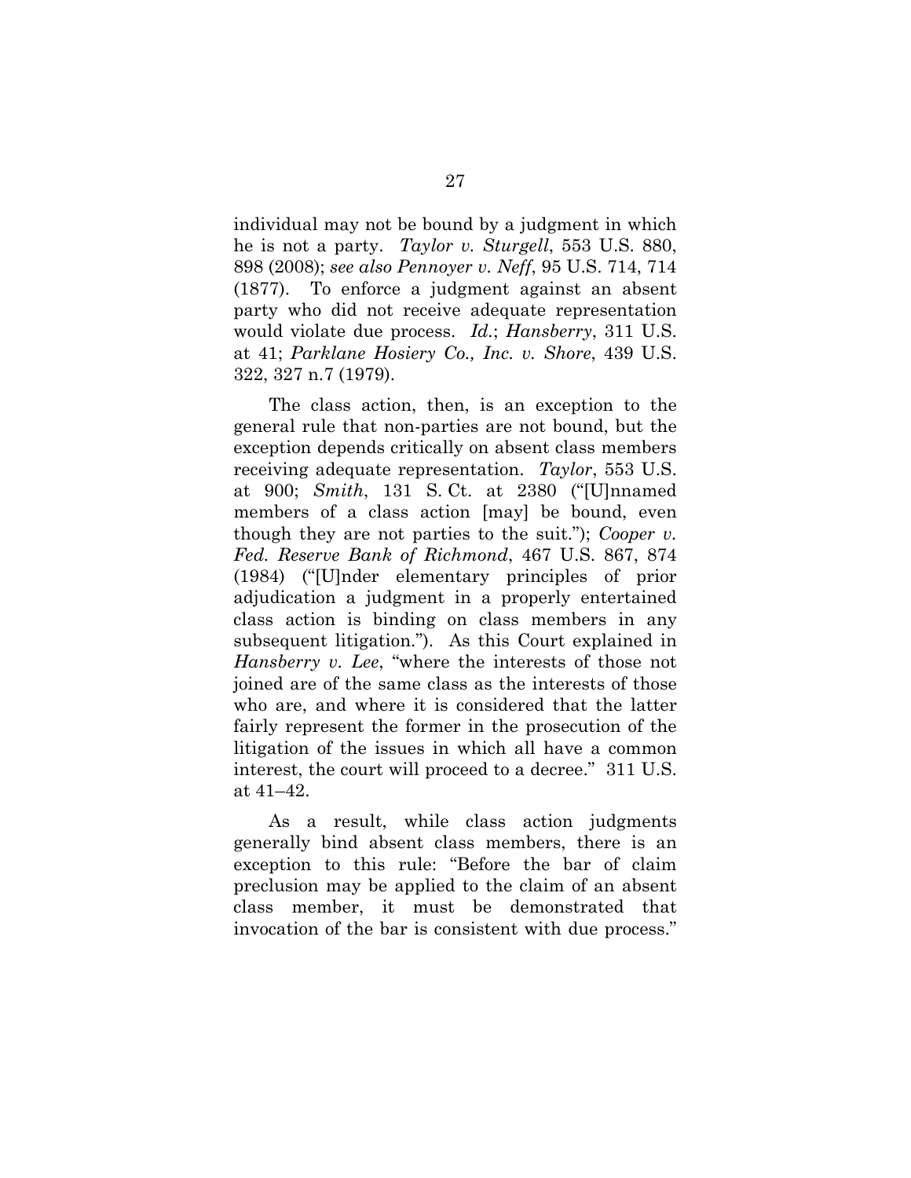individual may not be bound by a judgment in which he is not a party. *Taylor v. Sturgell*, 553 U.S. 880, 898 (2008); *see also Pennoyer v. Neff*, 95 U.S. 714, 714 (1877). To enforce a judgment against an absent party who did not receive adequate representation would violate due process. *Id.*; *Hansberry*, 311 U.S. at 41; *Parklane Hosiery Co., Inc. v. Shore*, 439 U.S. 322, 327 n.7 (1979).

The class action, then, is an exception to the general rule that non-parties are not bound, but the exception depends critically on absent class members receiving adequate representation. *Taylor*, 553 U.S. at 900; *Smith*, 131 S. Ct. at 2380 ("[U]nnamed members of a class action [may] be bound, even though they are not parties to the suit."); *Cooper v. Fed. Reserve Bank of Richmond*, 467 U.S. 867, 874 (1984) ("[U]nder elementary principles of prior adjudication a judgment in a properly entertained class action is binding on class members in any subsequent litigation."). As this Court explained in *Hansberry v. Lee*, "where the interests of those not joined are of the same class as the interests of those who are, and where it is considered that the latter fairly represent the former in the prosecution of the litigation of the issues in which all have a common interest, the court will proceed to a decree." 311 U.S. at 41–42.

As a result, while class action judgments generally bind absent class members, there is an exception to this rule: "Before the bar of claim preclusion may be applied to the claim of an absent class member, it must be demonstrated that invocation of the bar is consistent with due process."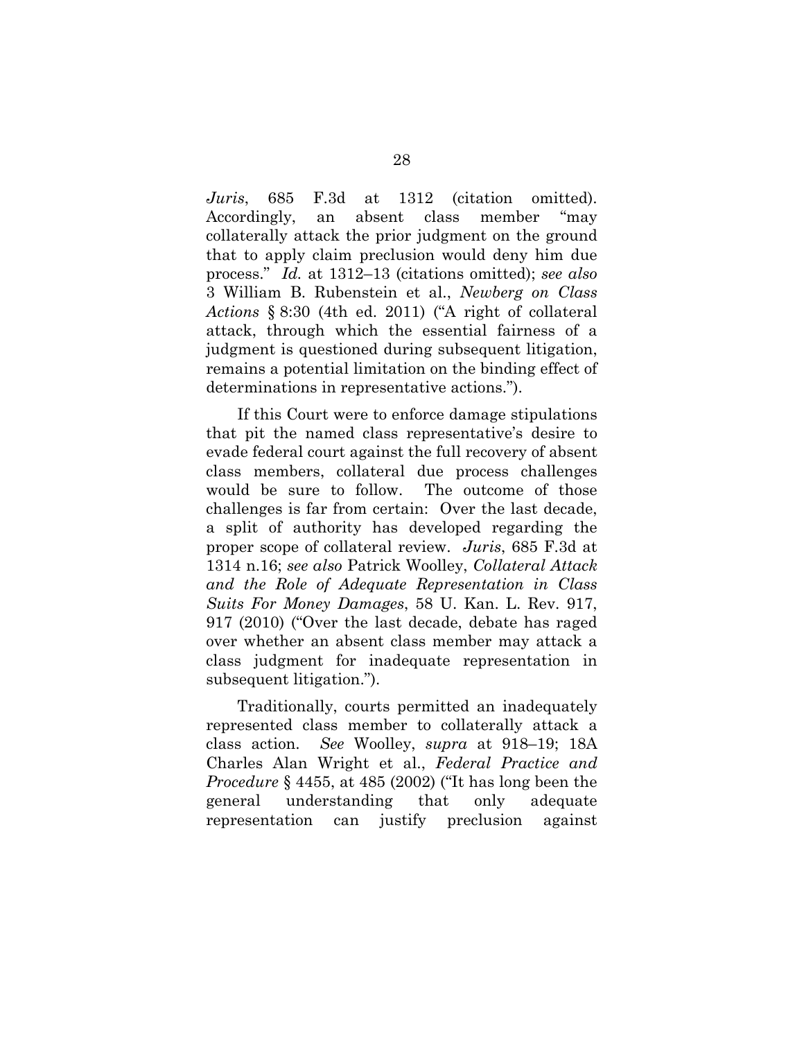*Juris*, 685 F.3d at 1312 (citation omitted). Accordingly, an absent class member "may collaterally attack the prior judgment on the ground that to apply claim preclusion would deny him due process." *Id.* at 1312–13 (citations omitted); *see also* 3 William B. Rubenstein et al., *Newberg on Class Actions* § 8:30 (4th ed. 2011) ("A right of collateral attack, through which the essential fairness of a judgment is questioned during subsequent litigation, remains a potential limitation on the binding effect of determinations in representative actions.").

If this Court were to enforce damage stipulations that pit the named class representative's desire to evade federal court against the full recovery of absent class members, collateral due process challenges would be sure to follow. The outcome of those challenges is far from certain: Over the last decade, a split of authority has developed regarding the proper scope of collateral review. *Juris*, 685 F.3d at 1314 n.16; *see also* Patrick Woolley, *Collateral Attack and the Role of Adequate Representation in Class Suits For Money Damages*, 58 U. Kan. L. Rev. 917, 917 (2010) ("Over the last decade, debate has raged over whether an absent class member may attack a class judgment for inadequate representation in subsequent litigation.").

Traditionally, courts permitted an inadequately represented class member to collaterally attack a class action. *See* Woolley, *supra* at 918–19; 18A Charles Alan Wright et al., *Federal Practice and Procedure* § 4455, at 485 (2002) ("It has long been the general understanding that only adequate representation can justify preclusion against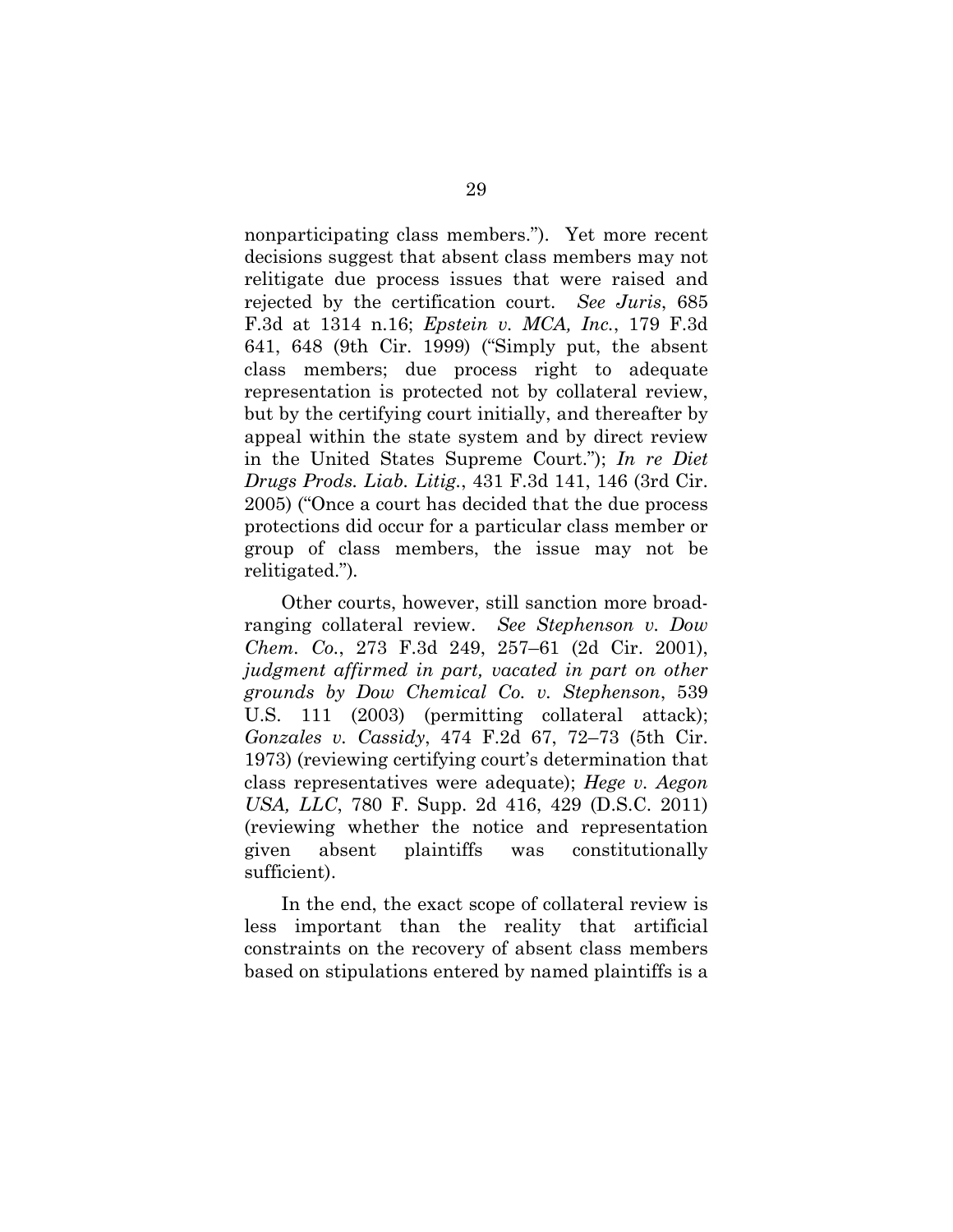nonparticipating class members."). Yet more recent decisions suggest that absent class members may not relitigate due process issues that were raised and rejected by the certification court. *See Juris*, 685 F.3d at 1314 n.16; *Epstein v. MCA, Inc.*, 179 F.3d 641, 648 (9th Cir. 1999) ("Simply put, the absent class members; due process right to adequate representation is protected not by collateral review, but by the certifying court initially, and thereafter by appeal within the state system and by direct review in the United States Supreme Court."); *In re Diet Drugs Prods. Liab. Litig.*, 431 F.3d 141, 146 (3rd Cir. 2005) ("Once a court has decided that the due process protections did occur for a particular class member or group of class members, the issue may not be relitigated.").

Other courts, however, still sanction more broad-ranging collateral review. *See Stephenson v. Dow Chem. Co.*, 273 F.3d 249, 257–61 (2d Cir. 2001), *judgment affirmed in part, vacated in part on other grounds by Dow Chemical Co. v. Stephenson*, 539 U.S. 111 (2003) (permitting collateral attack); *Gonzales v. Cassidy*, 474 F.2d 67, 72–73 (5th Cir. 1973) (reviewing certifying court's determination that class representatives were adequate); *Hege v. Aegon USA, LLC*, 780 F. Supp. 2d 416, 429 (D.S.C. 2011) (reviewing whether the notice and representation given absent plaintiffs was constitutionally sufficient).

In the end, the exact scope of collateral review is less important than the reality that artificial constraints on the recovery of absent class members based on stipulations entered by named plaintiffs is a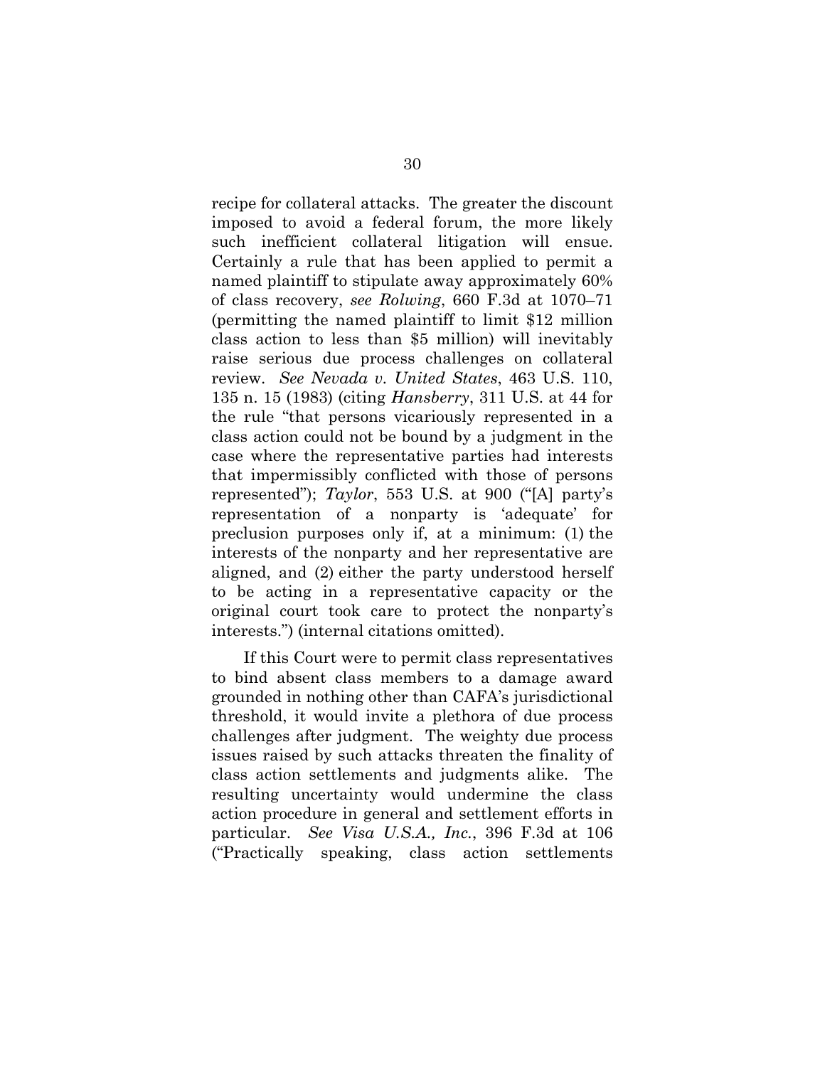recipe for collateral attacks. The greater the discount imposed to avoid a federal forum, the more likely such inefficient collateral litigation will ensue. Certainly a rule that has been applied to permit a named plaintiff to stipulate away approximately 60% of class recovery, *see Rolwing*, 660 F.3d at 1070–71 (permitting the named plaintiff to limit $12 million class action to less than $5 million) will inevitably raise serious due process challenges on collateral review. *See Nevada v. United States*, 463 U.S. 110, 135 n. 15 (1983) (citing *Hansberry*, 311 U.S. at 44 for the rule "that persons vicariously represented in a class action could not be bound by a judgment in the case where the representative parties had interests that impermissibly conflicted with those of persons represented"); *Taylor*, 553 U.S. at 900 ("[A] party's representation of a nonparty is 'adequate' for preclusion purposes only if, at a minimum: (1) the interests of the nonparty and her representative are aligned, and (2) either the party understood herself to be acting in a representative capacity or the original court took care to protect the nonparty's interests.") (internal citations omitted).

If this Court were to permit class representatives to bind absent class members to a damage award grounded in nothing other than CAFA's jurisdictional threshold, it would invite a plethora of due process challenges after judgment. The weighty due process issues raised by such attacks threaten the finality of class action settlements and judgments alike. The resulting uncertainty would undermine the class action procedure in general and settlement efforts in particular. *See Visa U.S.A., Inc.*, 396 F.3d at 106 ("Practically speaking, class action settlements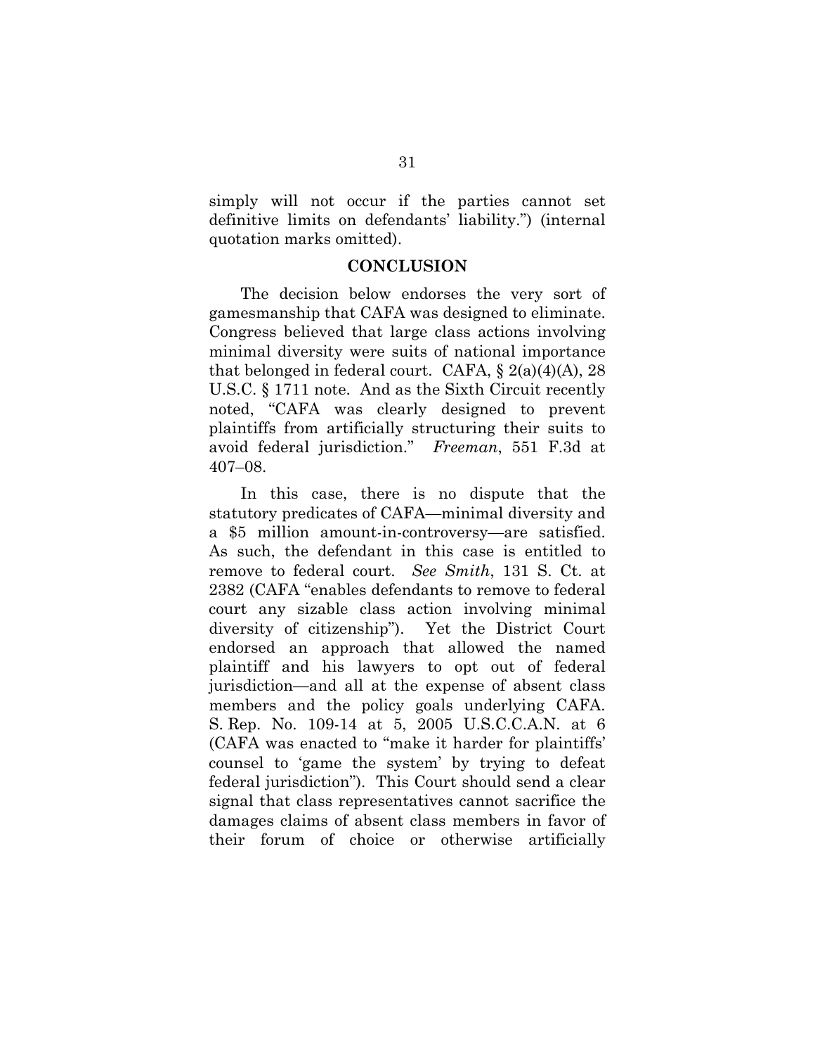simply will not occur if the parties cannot set definitive limits on defendants' liability.") (internal quotation marks omitted).

## CONCLUSION

The decision below endorses the very sort of gamesmanship that CAFA was designed to eliminate. Congress believed that large class actions involving minimal diversity were suits of national importance that belonged in federal court. CAFA, § 2(a)(4)(A), 28 U.S.C. § 1711 note. And as the Sixth Circuit recently noted, "CAFA was clearly designed to prevent plaintiffs from artificially structuring their suits to avoid federal jurisdiction." *Freeman*, 551 F.3d at 407–08.

In this case, there is no dispute that the statutory predicates of CAFA—minimal diversity and a $5 million amount-in-controversy—are satisfied. As such, the defendant in this case is entitled to remove to federal court. *See Smith*, 131 S. Ct. at 2382 (CAFA "enables defendants to remove to federal court any sizable class action involving minimal diversity of citizenship"). Yet the District Court endorsed an approach that allowed the named plaintiff and his lawyers to opt out of federal jurisdiction—and all at the expense of absent class members and the policy goals underlying CAFA. S. Rep. No. 109-14 at 5, 2005 U.S.C.C.A.N. at 6 (CAFA was enacted to "make it harder for plaintiffs' counsel to 'game the system' by trying to defeat federal jurisdiction"). This Court should send a clear signal that class representatives cannot sacrifice the damages claims of absent class members in favor of their forum of choice or otherwise artificially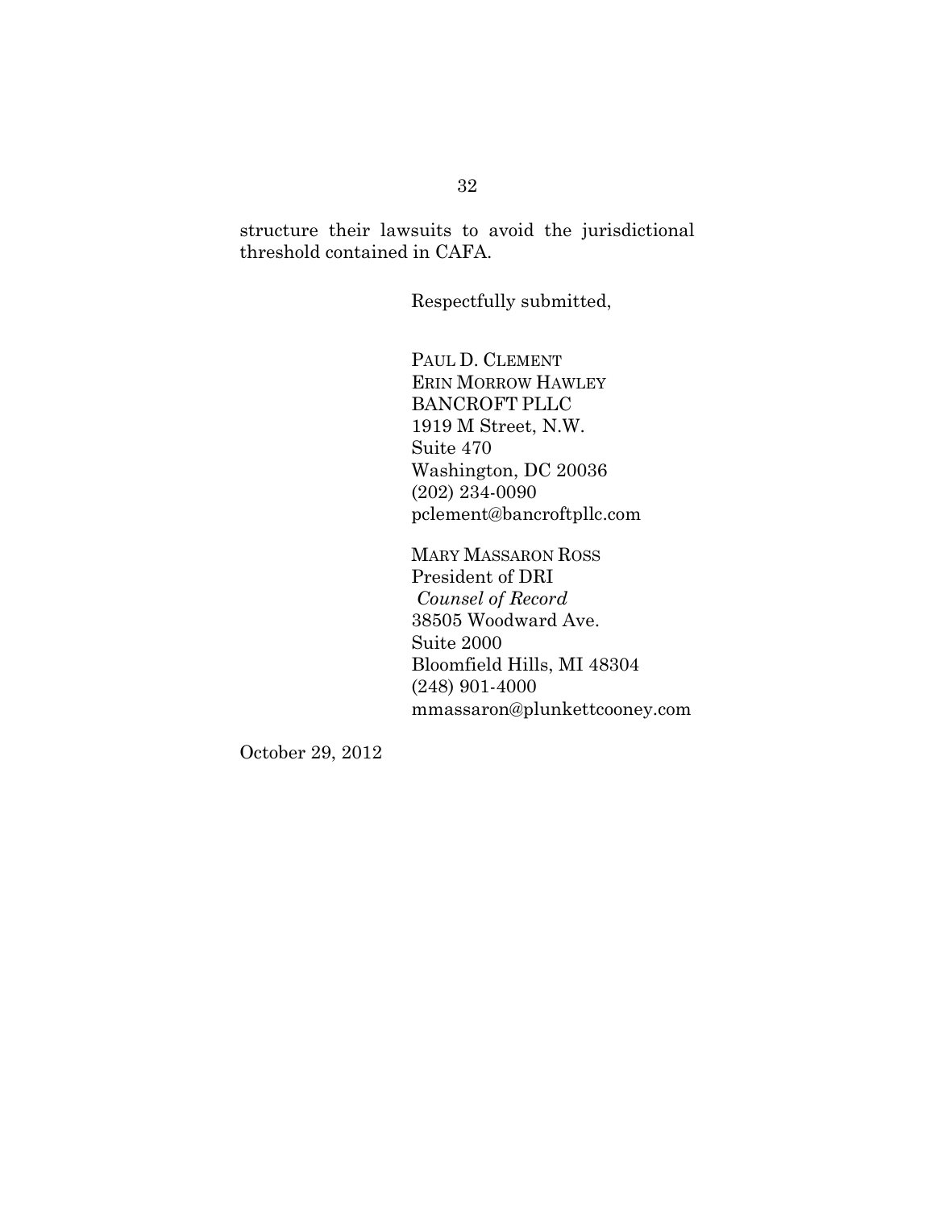structure their lawsuits to avoid the jurisdictional threshold contained in CAFA.

Respectfully submitted,

PAUL D. CLEMENT
ERIN MORROW HAWLEY
BANCROFT PLLC
1919 M Street, N.W.
Suite 470
Washington, DC 20036
(202) 234-0090
pclement@bancroftpllc.com

MARY MASSARON ROSS
President of DRI
*Counsel of Record*
38505 Woodward Ave.
Suite 2000
Bloomfield Hills, MI 48304
(248) 901-4000
mmassaron@plunkettcooney.com

October 29, 2012